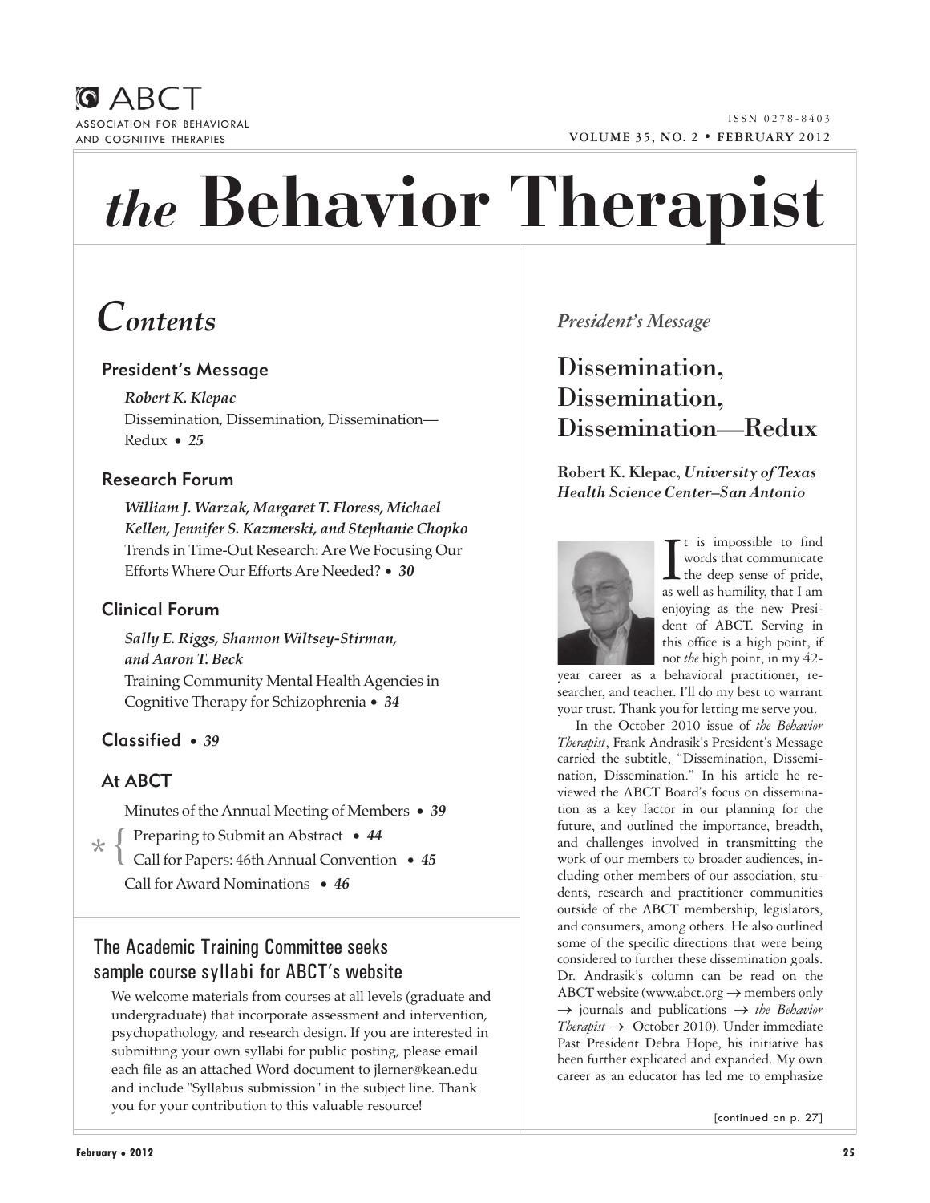ABCT
ASSOCIATION FOR BEHAVIORAL AND COGNITIVE THERAPIES

ISSN 0278-8403

VOLUME 35, NO. 2 • FEBRUARY 2012

# *the* Behavior Therapist

## *Contents*

### President's Message

***Robert K. Klepac***
Dissemination, Dissemination, Dissemination—Redux • ***25***

### Research Forum

***William J. Warzak, Margaret T. Floress, Michael Kellen, Jennifer S. Kazmerski, and Stephanie Chopko***
Trends in Time-Out Research: Are We Focusing Our Efforts Where Our Efforts Are Needed? • ***30***

### Clinical Forum

***Sally E. Riggs, Shannon Wiltsey-Stirman, and Aaron T. Beck***
Training Community Mental Health Agencies in Cognitive Therapy for Schizophrenia • ***34***

### Classified • *39*

### At ABCT

Minutes of the Annual Meeting of Members • ***39***

\* { Preparing to Submit an Abstract • ***44***
Call for Papers: 46th Annual Convention • ***45*** }

Call for Award Nominations • ***46***

### The Academic Training Committee seeks sample course syllabi for ABCT's website

We welcome materials from courses at all levels (graduate and undergraduate) that incorporate assessment and intervention, psychopathology, and research design. If you are interested in submitting your own syllabi for public posting, please email each file as an attached Word document to jlerner@kean.edu and include "Syllabus submission" in the subject line. Thank you for your contribution to this valuable resource!

*President's Message*

## Dissemination, Dissemination, Dissemination—Redux

**Robert K. Klepac,** ***University of Texas Health Science Center–San Antonio***

It is impossible to find words that communicate the deep sense of pride, as well as humility, that I am enjoying as the new President of ABCT. Serving in this office is a high point, if not *the* high point, in my 42-year career as a behavioral practitioner, researcher, and teacher. I'll do my best to warrant your trust. Thank you for letting me serve you.

In the October 2010 issue of *the Behavior Therapist*, Frank Andrasik's President's Message carried the subtitle, "Dissemination, Dissemination, Dissemination." In his article he reviewed the ABCT Board's focus on dissemination as a key factor in our planning for the future, and outlined the importance, breadth, and challenges involved in transmitting the work of our members to broader audiences, including other members of our association, students, research and practitioner communities outside of the ABCT membership, legislators, and consumers, among others. He also outlined some of the specific directions that were being considered to further these dissemination goals. Dr. Andrasik's column can be read on the ABCT website (www.abct.org → members only → journals and publications → *the Behavior Therapist* → October 2010). Under immediate Past President Debra Hope, his initiative has been further explicated and expanded. My own career as an educator has led me to emphasize

[continued on p. 27]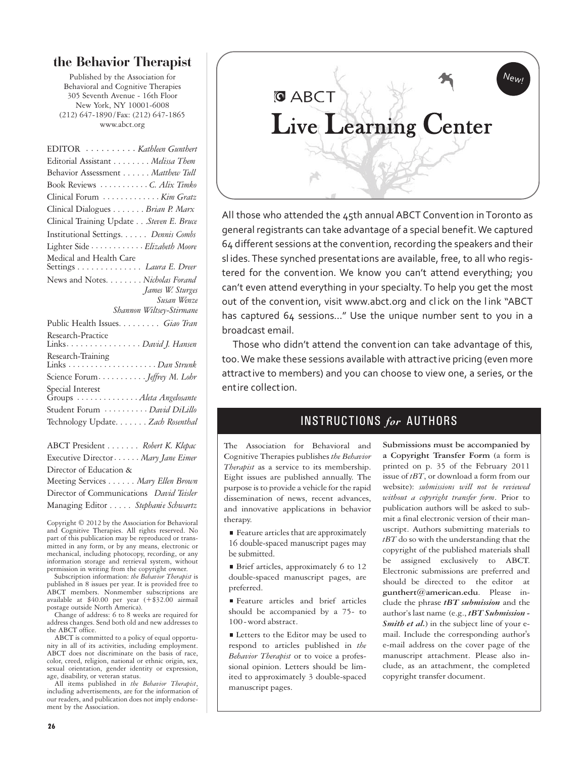# the Behavior Therapist

Published by the Association for Behavioral and Cognitive Therapies
305 Seventh Avenue - 16th Floor
New York, NY 10001-6008
(212) 647-1890/Fax: (212) 647-1865
www.abct.org

EDITOR . . . . . . . . . . *Kathleen Gunthert*
Editorial Assistant . . . . . . . . *Melissa Them*
Behavior Assessment . . . . . . *Matthew Tull*
Book Reviews . . . . . . . . . . . *C. Alix Timko*
Clinical Forum . . . . . . . . . . . . . *Kim Gratz*
Clinical Dialogues . . . . . . . *Brian P. Marx*
Clinical Training Update . . . *Steven E. Bruce*
Institutional Settings. . . . . . *Dennis Combs*
Lighter Side . . . . . . . . . . . . *Elizabeth Moore*
Medical and Health Care Settings . . . . . . . . . . . . . . *Laura E. Dreer*
News and Notes. . . . . . . . *Nicholas Forand*
*James W. Sturges*
*Susan Wenze*
*Shannon Wiltsey-Stirmane*
Public Health Issues. . . . . . . . . *Giao Tran*
Research-Practice Links. . . . . . . . . . . . . . . . *David J. Hansen*
Research-Training Links . . . . . . . . . . . . . . . . . . . . *Dan Strunk*
Science Forum. . . . . . . . . . . *Jeffrey M. Lohr*
Special Interest Groups . . . . . . . . . . . . . . *Aleta Angelosante*
Student Forum . . . . . . . . . . *David DiLillo*
Technology Update. . . . . . . *Zach Rosenthal*

ABCT President . . . . . . . *Robert K. Klepac*
Executive Director . . . . . . *Mary Jane Eimer*
Director of Education & Meeting Services . . . . . . *Mary Ellen Brown*
Director of Communications *David Teisler*
Managing Editor . . . . . *Stephanie Schwartz*

Copyright © 2012 by the Association for Behavioral and Cognitive Therapies. All rights reserved. No part of this publication may be reproduced or transmitted in any form, or by any means, electronic or mechanical, including photocopy, recording, or any information storage and retrieval system, without permission in writing from the copyright owner.

Subscription information: *the Behavior Therapist* is published in 8 issues per year. It is provided free to ABCT members. Nonmember subscriptions are available at $40.00 per year (+$32.00 airmail postage outside North America).

Change of address: 6 to 8 weeks are required for address changes. Send both old and new addresses to the ABCT office.

ABCT is committed to a policy of equal opportunity in all of its activities, including employment. ABCT does not discriminate on the basis of race, color, creed, religion, national or ethnic origin, sex, sexual orientation, gender identity or expression, age, disability, or veteran status.

All items published in *the Behavior Therapist*, including advertisements, are for the information of our readers, and publication does not imply endorsement by the Association.

## ABCT Live Learning Center

New!

All those who attended the 45th annual ABCT Convention in Toronto as general registrants can take advantage of a special benefit. We captured 64 different sessions at the convention, recording the speakers and their slides. These synched presentations are available, free, to all who registered for the convention. We know you can't attend everything; you can't even attend everything in your specialty. To help you get the most out of the convention, visit www.abct.org and click on the link "ABCT has captured 64 sessions…" Use the unique number sent to you in a broadcast email.

Those who didn't attend the convention can take advantage of this, too. We make these sessions available with attractive pricing (even more attractive to members) and you can choose to view one, a series, or the entire collection.

## INSTRUCTIONS *for* AUTHORS

The Association for Behavioral and Cognitive Therapies publishes *the Behavior Therapist* as a service to its membership. Eight issues are published annually. The purpose is to provide a vehicle for the rapid dissemination of news, recent advances, and innovative applications in behavior therapy.

- Feature articles that are approximately 16 double-spaced manuscript pages may be submitted.
- Brief articles, approximately 6 to 12 double-spaced manuscript pages, are preferred.
- Feature articles and brief articles should be accompanied by a 75- to 100-word abstract.
- Letters to the Editor may be used to respond to articles published in *the Behavior Therapist* or to voice a professional opinion. Letters should be limited to approximately 3 double-spaced manuscript pages.

**Submissions must be accompanied by a Copyright Transfer Form** (a form is printed on p. 35 of the February 2011 issue of *tBT*, or download a form from our website): *submissions will not be reviewed without a copyright transfer form*. Prior to publication authors will be asked to submit a final electronic version of their manuscript. Authors submitting materials to *tBT* do so with the understanding that the copyright of the published materials shall be assigned exclusively to ABCT. Electronic submissions are preferred and should be directed to the editor at **gunthert@american.edu**. Please include the phrase ***tBT submission*** and the author's last name (e.g., ***tBT Submission - Smith et al.***) in the subject line of your e-mail. Include the corresponding author's e-mail address on the cover page of the manuscript attachment. Please also include, as an attachment, the completed copyright transfer document.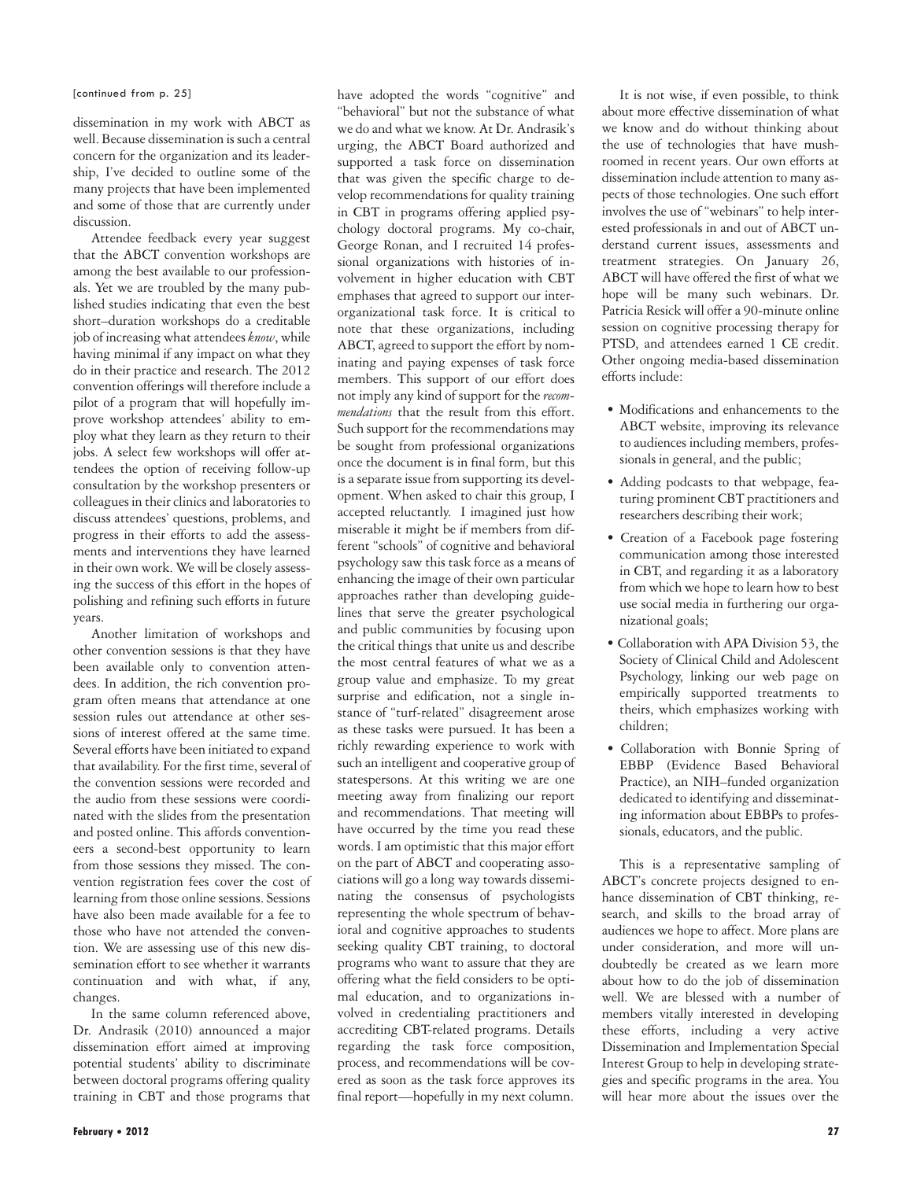[continued from p. 25]

dissemination in my work with ABCT as well. Because dissemination is such a central concern for the organization and its leadership, I've decided to outline some of the many projects that have been implemented and some of those that are currently under discussion.

Attendee feedback every year suggest that the ABCT convention workshops are among the best available to our professionals. Yet we are troubled by the many published studies indicating that even the best short–duration workshops do a creditable job of increasing what attendees *know*, while having minimal if any impact on what they do in their practice and research. The 2012 convention offerings will therefore include a pilot of a program that will hopefully improve workshop attendees' ability to employ what they learn as they return to their jobs. A select few workshops will offer attendees the option of receiving follow-up consultation by the workshop presenters or colleagues in their clinics and laboratories to discuss attendees' questions, problems, and progress in their efforts to add the assessments and interventions they have learned in their own work. We will be closely assessing the success of this effort in the hopes of polishing and refining such efforts in future years.

Another limitation of workshops and other convention sessions is that they have been available only to convention attendees. In addition, the rich convention program often means that attendance at one session rules out attendance at other sessions of interest offered at the same time. Several efforts have been initiated to expand that availability. For the first time, several of the convention sessions were recorded and the audio from these sessions were coordinated with the slides from the presentation and posted online. This affords conventioneers a second-best opportunity to learn from those sessions they missed. The convention registration fees cover the cost of learning from those online sessions. Sessions have also been made available for a fee to those who have not attended the convention. We are assessing use of this new dissemination effort to see whether it warrants continuation and with what, if any, changes.

In the same column referenced above, Dr. Andrasik (2010) announced a major dissemination effort aimed at improving potential students' ability to discriminate between doctoral programs offering quality training in CBT and those programs that have adopted the words "cognitive" and "behavioral" but not the substance of what we do and what we know. At Dr. Andrasik's urging, the ABCT Board authorized and supported a task force on dissemination that was given the specific charge to develop recommendations for quality training in CBT in programs offering applied psychology doctoral programs. My co-chair, George Ronan, and I recruited 14 professional organizations with histories of involvement in higher education with CBT emphases that agreed to support our interorganizational task force. It is critical to note that these organizations, including ABCT, agreed to support the effort by nominating and paying expenses of task force members. This support of our effort does not imply any kind of support for the *recommendations* that the result from this effort. Such support for the recommendations may be sought from professional organizations once the document is in final form, but this is a separate issue from supporting its development. When asked to chair this group, I accepted reluctantly. I imagined just how miserable it might be if members from different "schools" of cognitive and behavioral psychology saw this task force as a means of enhancing the image of their own particular approaches rather than developing guidelines that serve the greater psychological and public communities by focusing upon the critical things that unite us and describe the most central features of what we as a group value and emphasize. To my great surprise and edification, not a single instance of "turf-related" disagreement arose as these tasks were pursued. It has been a richly rewarding experience to work with such an intelligent and cooperative group of statespersons. At this writing we are one meeting away from finalizing our report and recommendations. That meeting will have occurred by the time you read these words. I am optimistic that this major effort on the part of ABCT and cooperating associations will go a long way towards disseminating the consensus of psychologists representing the whole spectrum of behavioral and cognitive approaches to students seeking quality CBT training, to doctoral programs who want to assure that they are offering what the field considers to be optimal education, and to organizations involved in credentialing practitioners and accrediting CBT-related programs. Details regarding the task force composition, process, and recommendations will be covered as soon as the task force approves its final report—hopefully in my next column.

It is not wise, if even possible, to think about more effective dissemination of what we know and do without thinking about the use of technologies that have mushroomed in recent years. Our own efforts at dissemination include attention to many aspects of those technologies. One such effort involves the use of "webinars" to help interested professionals in and out of ABCT understand current issues, assessments and treatment strategies. On January 26, ABCT will have offered the first of what we hope will be many such webinars. Dr. Patricia Resick will offer a 90-minute online session on cognitive processing therapy for PTSD, and attendees earned 1 CE credit. Other ongoing media-based dissemination efforts include:

- Modifications and enhancements to the ABCT website, improving its relevance to audiences including members, professionals in general, and the public;
- Adding podcasts to that webpage, featuring prominent CBT practitioners and researchers describing their work;
- Creation of a Facebook page fostering communication among those interested in CBT, and regarding it as a laboratory from which we hope to learn how to best use social media in furthering our organizational goals;
- Collaboration with APA Division 53, the Society of Clinical Child and Adolescent Psychology, linking our web page on empirically supported treatments to theirs, which emphasizes working with children;
- Collaboration with Bonnie Spring of EBBP (Evidence Based Behavioral Practice), an NIH–funded organization dedicated to identifying and disseminating information about EBBPs to professionals, educators, and the public.

This is a representative sampling of ABCT's concrete projects designed to enhance dissemination of CBT thinking, research, and skills to the broad array of audiences we hope to affect. More plans are under consideration, and more will undoubtedly be created as we learn more about how to do the job of dissemination well. We are blessed with a number of members vitally interested in developing these efforts, including a very active Dissemination and Implementation Special Interest Group to help in developing strategies and specific programs in the area. You will hear more about the issues over the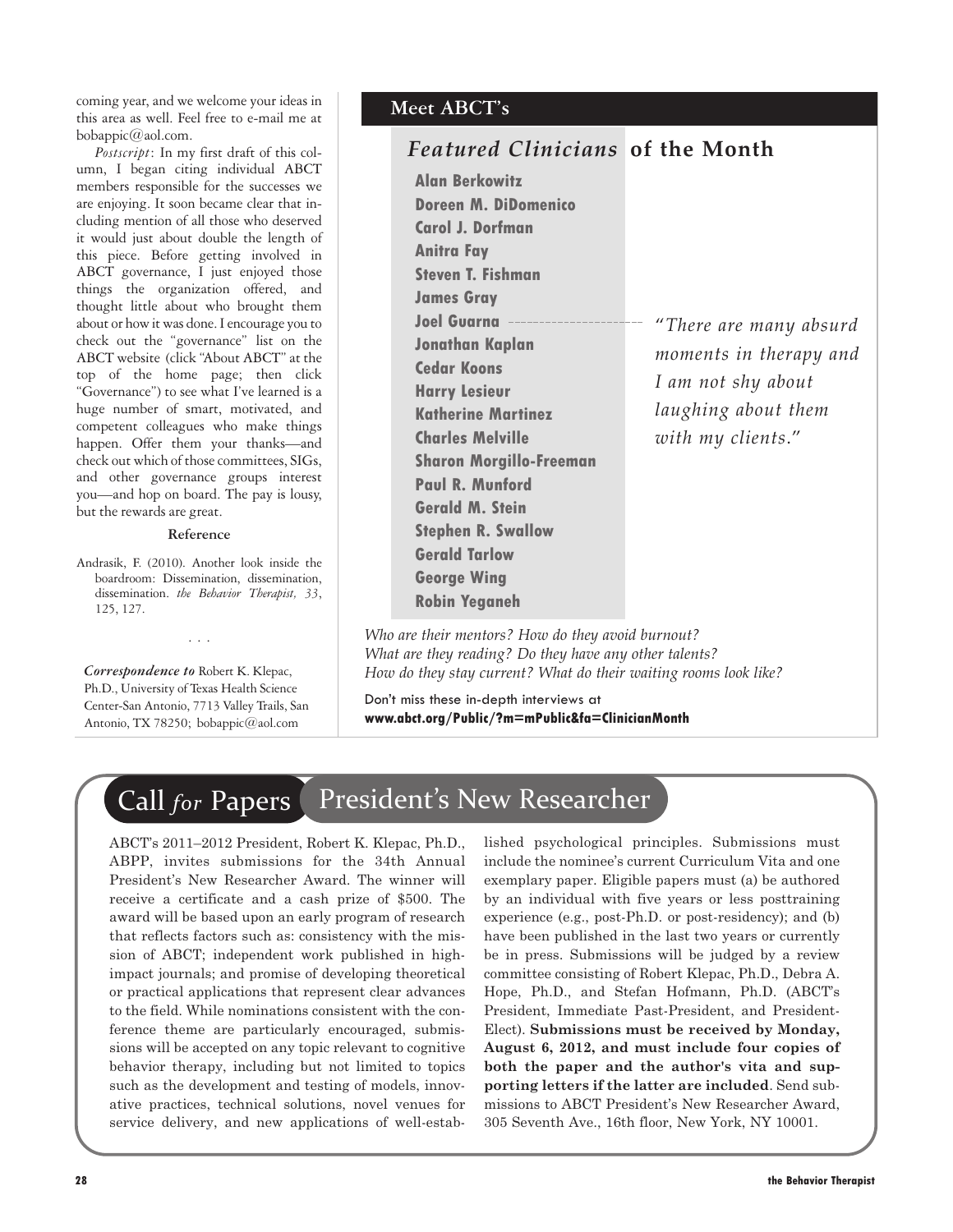coming year, and we welcome your ideas in this area as well. Feel free to e-mail me at bobappic@aol.com.

*Postscript*: In my first draft of this column, I began citing individual ABCT members responsible for the successes we are enjoying. It soon became clear that including mention of all those who deserved it would just about double the length of this piece. Before getting involved in ABCT governance, I just enjoyed those things the organization offered, and thought little about who brought them about or how it was done. I encourage you to check out the "governance" list on the ABCT website (click "About ABCT" at the top of the home page; then click "Governance") to see what I've learned is a huge number of smart, motivated, and competent colleagues who make things happen. Offer them your thanks—and check out which of those committees, SIGs, and other governance groups interest you—and hop on board. The pay is lousy, but the rewards are great.

#### Reference

Andrasik, F. (2010). Another look inside the boardroom: Dissemination, dissemination, dissemination. *the Behavior Therapist, 33*, 125, 127.

. . .

***Correspondence to*** Robert K. Klepac, Ph.D., University of Texas Health Science Center-San Antonio, 7713 Valley Trails, San Antonio, TX 78250; bobappic@aol.com

## Meet ABCT's *Featured Clinicians* of the Month

**Alan Berkowitz**
**Doreen M. DiDomenico**
**Carol J. Dorfman**
**Anitra Fay**
**Steven T. Fishman**
**James Gray**
**Joel Guarna**
**Jonathan Kaplan**
**Cedar Koons**
**Harry Lesieur**
**Katherine Martinez**
**Charles Melville**
**Sharon Morgillo-Freeman**
**Paul R. Munford**
**Gerald M. Stein**
**Stephen R. Swallow**
**Gerald Tarlow**
**George Wing**
**Robin Yeganeh**

*"There are many absurd moments in therapy and I am not shy about laughing about them with my clients."*

*Who are their mentors? How do they avoid burnout? What are they reading? Do they have any other talents? How do they stay current? What do their waiting rooms look like?*

Don't miss these in-depth interviews at **www.abct.org/Public/?m=mPublic&fa=ClinicianMonth**

## Call *for* Papers — President's New Researcher

ABCT's 2011–2012 President, Robert K. Klepac, Ph.D., ABPP, invites submissions for the 34th Annual President's New Researcher Award. The winner will receive a certificate and a cash prize of $500. The award will be based upon an early program of research that reflects factors such as: consistency with the mission of ABCT; independent work published in high-impact journals; and promise of developing theoretical or practical applications that represent clear advances to the field. While nominations consistent with the conference theme are particularly encouraged, submissions will be accepted on any topic relevant to cognitive behavior therapy, including but not limited to topics such as the development and testing of models, innovative practices, technical solutions, novel venues for service delivery, and new applications of well-established psychological principles. Submissions must include the nominee's current Curriculum Vita and one exemplary paper. Eligible papers must (a) be authored by an individual with five years or less posttraining experience (e.g., post-Ph.D. or post-residency); and (b) have been published in the last two years or currently be in press. Submissions will be judged by a review committee consisting of Robert Klepac, Ph.D., Debra A. Hope, Ph.D., and Stefan Hofmann, Ph.D. (ABCT's President, Immediate Past-President, and President-Elect). **Submissions must be received by Monday, August 6, 2012, and must include four copies of both the paper and the author's vita and supporting letters if the latter are included**. Send submissions to ABCT President's New Researcher Award, 305 Seventh Ave., 16th floor, New York, NY 10001.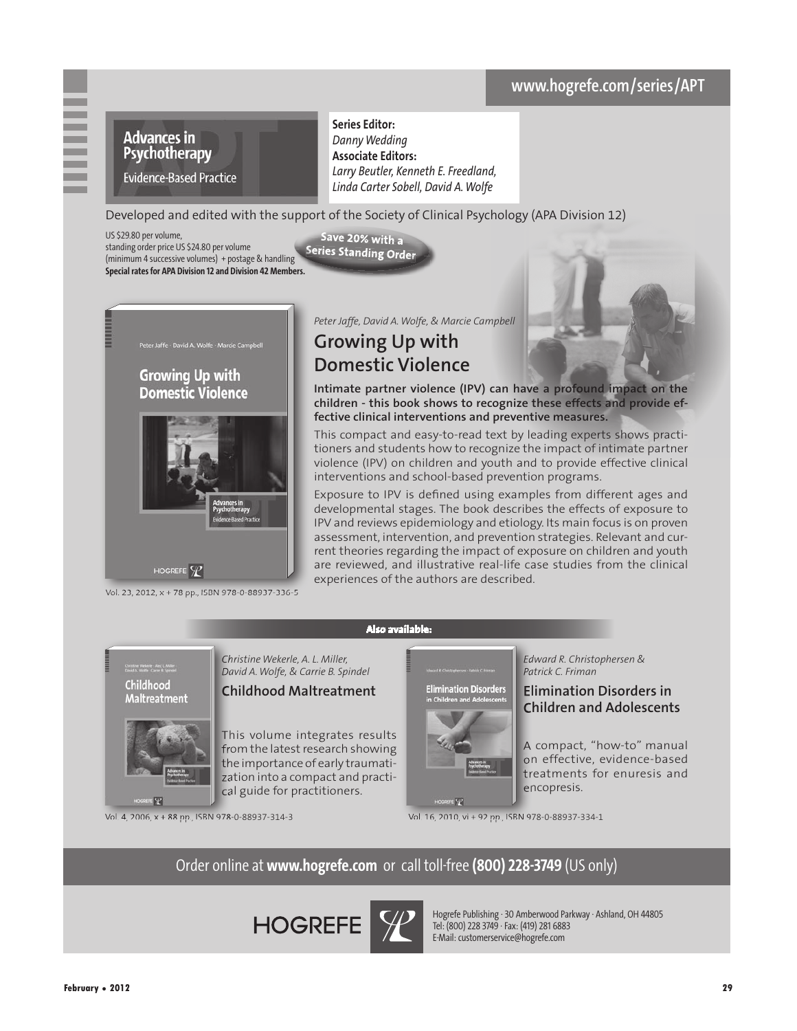www.hogrefe.com/series/APT

## Advances in Psychotherapy
Evidence-Based Practice

**Series Editor:**
*Danny Wedding*
**Associate Editors:**
*Larry Beutler, Kenneth E. Freedland, Linda Carter Sobell, David A. Wolfe*

Developed and edited with the support of the Society of Clinical Psychology (APA Division 12)

US $29.80 per volume,
standing order price US $24.80 per volume
(minimum 4 successive volumes) + postage & handling
**Special rates for APA Division 12 and Division 42 Members.**

Save 20% with a Series Standing Order

*Peter Jaffe, David A. Wolfe, & Marcie Campbell*

## Growing Up with Domestic Violence

**Intimate partner violence (IPV) can have a profound impact on the children - this book shows to recognize these effects and provide effective clinical interventions and preventive measures.**

This compact and easy-to-read text by leading experts shows practitioners and students how to recognize the impact of intimate partner violence (IPV) on children and youth and to provide effective clinical interventions and school-based prevention programs.

Exposure to IPV is defined using examples from different ages and developmental stages. The book describes the effects of exposure to IPV and reviews epidemiology and etiology. Its main focus is on proven assessment, intervention, and prevention strategies. Relevant and current theories regarding the impact of exposure on children and youth are reviewed, and illustrative real-life case studies from the clinical experiences of the authors are described.

Vol. 23, 2012, x + 78 pp., ISBN 978-0-88937-336-5

**Also available:**

*Christine Wekerle, A. L. Miller, David A. Wolfe, & Carrie B. Spindel*

### Childhood Maltreatment

This volume integrates results from the latest research showing the importance of early traumatization into a compact and practical guide for practitioners.

Vol. 4, 2006, x + 88 pp., ISBN 978-0-88937-314-3

*Edward R. Christophersen & Patrick C. Friman*

### Elimination Disorders in Children and Adolescents

A compact, "how-to" manual on effective, evidence-based treatments for enuresis and encopresis.

Vol. 16, 2010, vi + 92 pp., ISBN 978-0-88937-334-1

Order online at **www.hogrefe.com** or call toll-free **(800) 228-3749** (US only)

HOGREFE

Hogrefe Publishing · 30 Amberwood Parkway · Ashland, OH 44805
Tel: (800) 228 3749 · Fax: (419) 281 6883
E-Mail: customerservice@hogrefe.com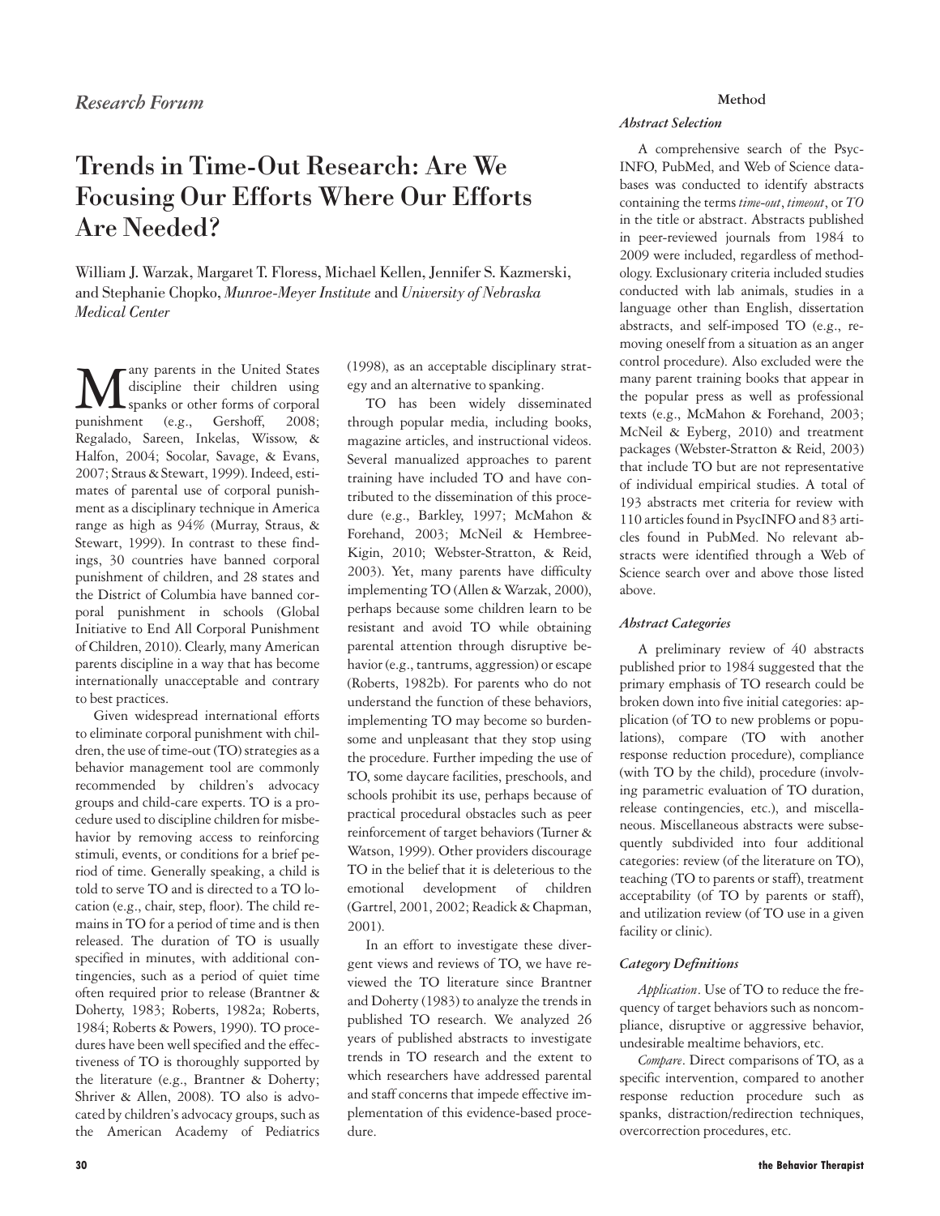*Research Forum*

# Trends in Time-Out Research: Are We Focusing Our Efforts Where Our Efforts Are Needed?

William J. Warzak, Margaret T. Floress, Michael Kellen, Jennifer S. Kazmerski, and Stephanie Chopko, *Munroe-Meyer Institute* and *University of Nebraska Medical Center*

Many parents in the United States discipline their children using spanks or other forms of corporal punishment (e.g., Gershoff, 2008; Regalado, Sareen, Inkelas, Wissow, & Halfon, 2004; Socolar, Savage, & Evans, 2007; Straus & Stewart, 1999). Indeed, estimates of parental use of corporal punishment as a disciplinary technique in America range as high as 94% (Murray, Straus, & Stewart, 1999). In contrast to these findings, 30 countries have banned corporal punishment of children, and 28 states and the District of Columbia have banned corporal punishment in schools (Global Initiative to End All Corporal Punishment of Children, 2010). Clearly, many American parents discipline in a way that has become internationally unacceptable and contrary to best practices.

Given widespread international efforts to eliminate corporal punishment with children, the use of time-out (TO) strategies as a behavior management tool are commonly recommended by children's advocacy groups and child-care experts. TO is a procedure used to discipline children for misbehavior by removing access to reinforcing stimuli, events, or conditions for a brief period of time. Generally speaking, a child is told to serve TO and is directed to a TO location (e.g., chair, step, floor). The child remains in TO for a period of time and is then released. The duration of TO is usually specified in minutes, with additional contingencies, such as a period of quiet time often required prior to release (Brantner & Doherty, 1983; Roberts, 1982a; Roberts, 1984; Roberts & Powers, 1990). TO procedures have been well specified and the effectiveness of TO is thoroughly supported by the literature (e.g., Brantner & Doherty; Shriver & Allen, 2008). TO also is advocated by children's advocacy groups, such as the American Academy of Pediatrics (1998), as an acceptable disciplinary strategy and an alternative to spanking.

TO has been widely disseminated through popular media, including books, magazine articles, and instructional videos. Several manualized approaches to parent training have included TO and have contributed to the dissemination of this procedure (e.g., Barkley, 1997; McMahon & Forehand, 2003; McNeil & Hembree-Kigin, 2010; Webster-Stratton, & Reid, 2003). Yet, many parents have difficulty implementing TO (Allen & Warzak, 2000), perhaps because some children learn to be resistant and avoid TO while obtaining parental attention through disruptive behavior (e.g., tantrums, aggression) or escape (Roberts, 1982b). For parents who do not understand the function of these behaviors, implementing TO may become so burdensome and unpleasant that they stop using the procedure. Further impeding the use of TO, some daycare facilities, preschools, and schools prohibit its use, perhaps because of practical procedural obstacles such as peer reinforcement of target behaviors (Turner & Watson, 1999). Other providers discourage TO in the belief that it is deleterious to the emotional development of children (Gartrel, 2001, 2002; Readick & Chapman, 2001).

In an effort to investigate these divergent views and reviews of TO, we have reviewed the TO literature since Brantner and Doherty (1983) to analyze the trends in published TO research. We analyzed 26 years of published abstracts to investigate trends in TO research and the extent to which researchers have addressed parental and staff concerns that impede effective implementation of this evidence-based procedure.

## Method

### *Abstract Selection*

A comprehensive search of the PsycINFO, PubMed, and Web of Science databases was conducted to identify abstracts containing the terms *time-out*, *timeout*, or *TO* in the title or abstract. Abstracts published in peer-reviewed journals from 1984 to 2009 were included, regardless of methodology. Exclusionary criteria included studies conducted with lab animals, studies in a language other than English, dissertation abstracts, and self-imposed TO (e.g., removing oneself from a situation as an anger control procedure). Also excluded were the many parent training books that appear in the popular press as well as professional texts (e.g., McMahon & Forehand, 2003; McNeil & Eyberg, 2010) and treatment packages (Webster-Stratton & Reid, 2003) that include TO but are not representative of individual empirical studies. A total of 193 abstracts met criteria for review with 110 articles found in PsycINFO and 83 articles found in PubMed. No relevant abstracts were identified through a Web of Science search over and above those listed above.

### *Abstract Categories*

A preliminary review of 40 abstracts published prior to 1984 suggested that the primary emphasis of TO research could be broken down into five initial categories: application (of TO to new problems or populations), compare (TO with another response reduction procedure), compliance (with TO by the child), procedure (involving parametric evaluation of TO duration, release contingencies, etc.), and miscellaneous. Miscellaneous abstracts were subsequently subdivided into four additional categories: review (of the literature on TO), teaching (TO to parents or staff), treatment acceptability (of TO by parents or staff), and utilization review (of TO use in a given facility or clinic).

### *Category Definitions*

*Application*. Use of TO to reduce the frequency of target behaviors such as noncompliance, disruptive or aggressive behavior, undesirable mealtime behaviors, etc.

*Compare*. Direct comparisons of TO, as a specific intervention, compared to another response reduction procedure such as spanks, distraction/redirection techniques, overcorrection procedures, etc.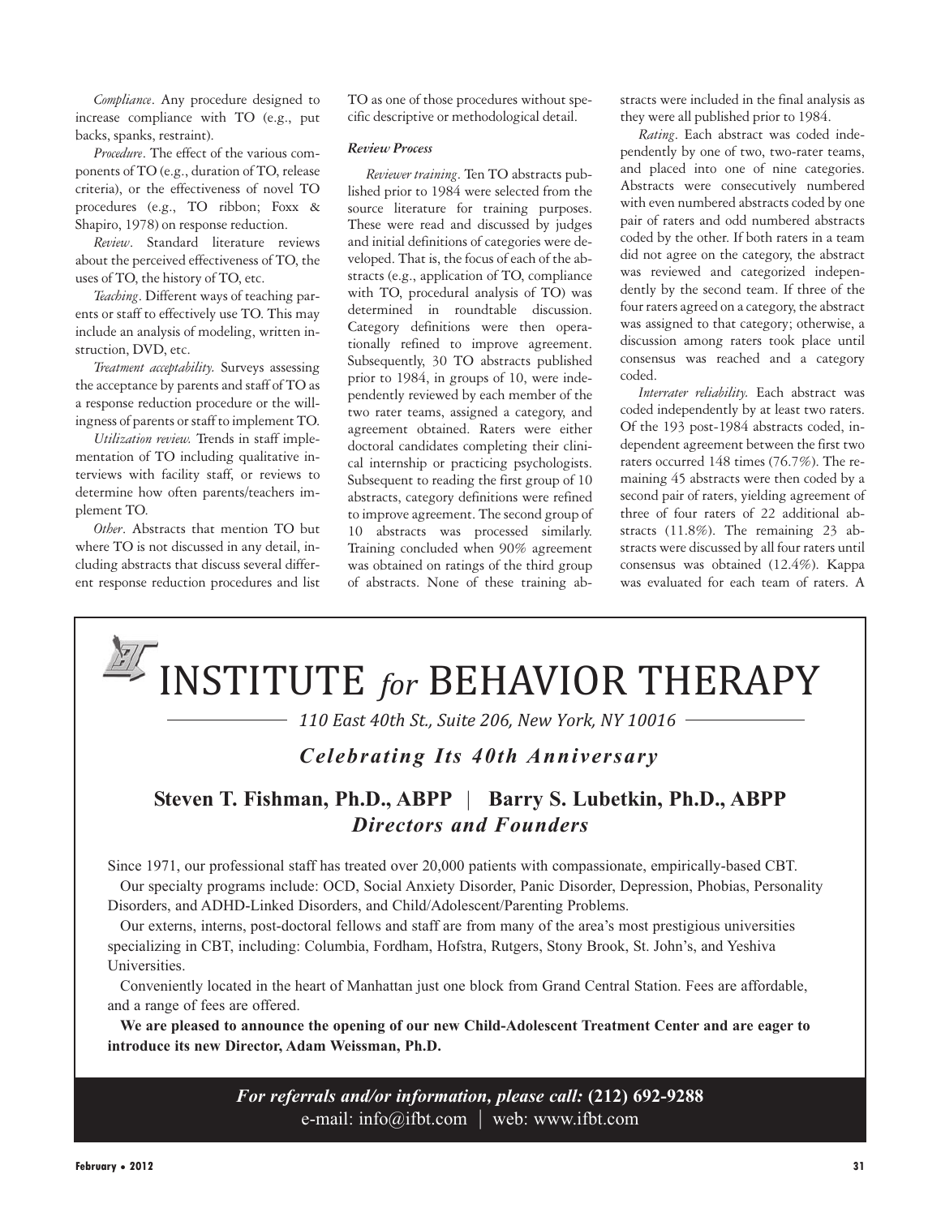*Compliance*. Any procedure designed to increase compliance with TO (e.g., put backs, spanks, restraint).

*Procedure*. The effect of the various components of TO (e.g., duration of TO, release criteria), or the effectiveness of novel TO procedures (e.g., TO ribbon; Foxx & Shapiro, 1978) on response reduction.

*Review*. Standard literature reviews about the perceived effectiveness of TO, the uses of TO, the history of TO, etc.

*Teaching*. Different ways of teaching parents or staff to effectively use TO. This may include an analysis of modeling, written instruction, DVD, etc.

*Treatment acceptability.* Surveys assessing the acceptance by parents and staff of TO as a response reduction procedure or the willingness of parents or staff to implement TO.

*Utilization review.* Trends in staff implementation of TO including qualitative interviews with facility staff, or reviews to determine how often parents/teachers implement TO.

*Other*. Abstracts that mention TO but where TO is not discussed in any detail, including abstracts that discuss several different response reduction procedures and list TO as one of those procedures without specific descriptive or methodological detail.

### *Review Process*

*Reviewer training*. Ten TO abstracts published prior to 1984 were selected from the source literature for training purposes. These were read and discussed by judges and initial definitions of categories were developed. That is, the focus of each of the abstracts (e.g., application of TO, compliance with TO, procedural analysis of TO) was determined in roundtable discussion. Category definitions were then operationally refined to improve agreement. Subsequently, 30 TO abstracts published prior to 1984, in groups of 10, were independently reviewed by each member of the two rater teams, assigned a category, and agreement obtained. Raters were either doctoral candidates completing their clinical internship or practicing psychologists. Subsequent to reading the first group of 10 abstracts, category definitions were refined to improve agreement. The second group of 10 abstracts was processed similarly. Training concluded when 90% agreement was obtained on ratings of the third group of abstracts. None of these training abstracts were included in the final analysis as they were all published prior to 1984.

*Rating*. Each abstract was coded independently by one of two, two-rater teams, and placed into one of nine categories. Abstracts were consecutively numbered with even numbered abstracts coded by one pair of raters and odd numbered abstracts coded by the other. If both raters in a team did not agree on the category, the abstract was reviewed and categorized independently by the second team. If three of the four raters agreed on a category, the abstract was assigned to that category; otherwise, a discussion among raters took place until consensus was reached and a category coded.

*Interrater reliability.* Each abstract was coded independently by at least two raters. Of the 193 post-1984 abstracts coded, independent agreement between the first two raters occurred 148 times (76.7%). The remaining 45 abstracts were then coded by a second pair of raters, yielding agreement of three of four raters of 22 additional abstracts (11.8%). The remaining 23 abstracts were discussed by all four raters until consensus was obtained (12.4%). Kappa was evaluated for each team of raters. A

---

# INSTITUTE *for* BEHAVIOR THERAPY

*110 East 40th St., Suite 206, New York, NY 10016*

***Celebrating Its 40th Anniversary***

**Steven T. Fishman, Ph.D., ABPP | Barry S. Lubetkin, Ph.D., ABPP**
***Directors and Founders***

Since 1971, our professional staff has treated over 20,000 patients with compassionate, empirically-based CBT.

Our specialty programs include: OCD, Social Anxiety Disorder, Panic Disorder, Depression, Phobias, Personality Disorders, and ADHD-Linked Disorders, and Child/Adolescent/Parenting Problems.

Our externs, interns, post-doctoral fellows and staff are from many of the area's most prestigious universities specializing in CBT, including: Columbia, Fordham, Hofstra, Rutgers, Stony Brook, St. John's, and Yeshiva Universities.

Conveniently located in the heart of Manhattan just one block from Grand Central Station. Fees are affordable, and a range of fees are offered.

**We are pleased to announce the opening of our new Child-Adolescent Treatment Center and are eager to introduce its new Director, Adam Weissman, Ph.D.**

***For referrals and/or information, please call:*** **(212) 692-9288**
e-mail: info@ifbt.com | web: www.ifbt.com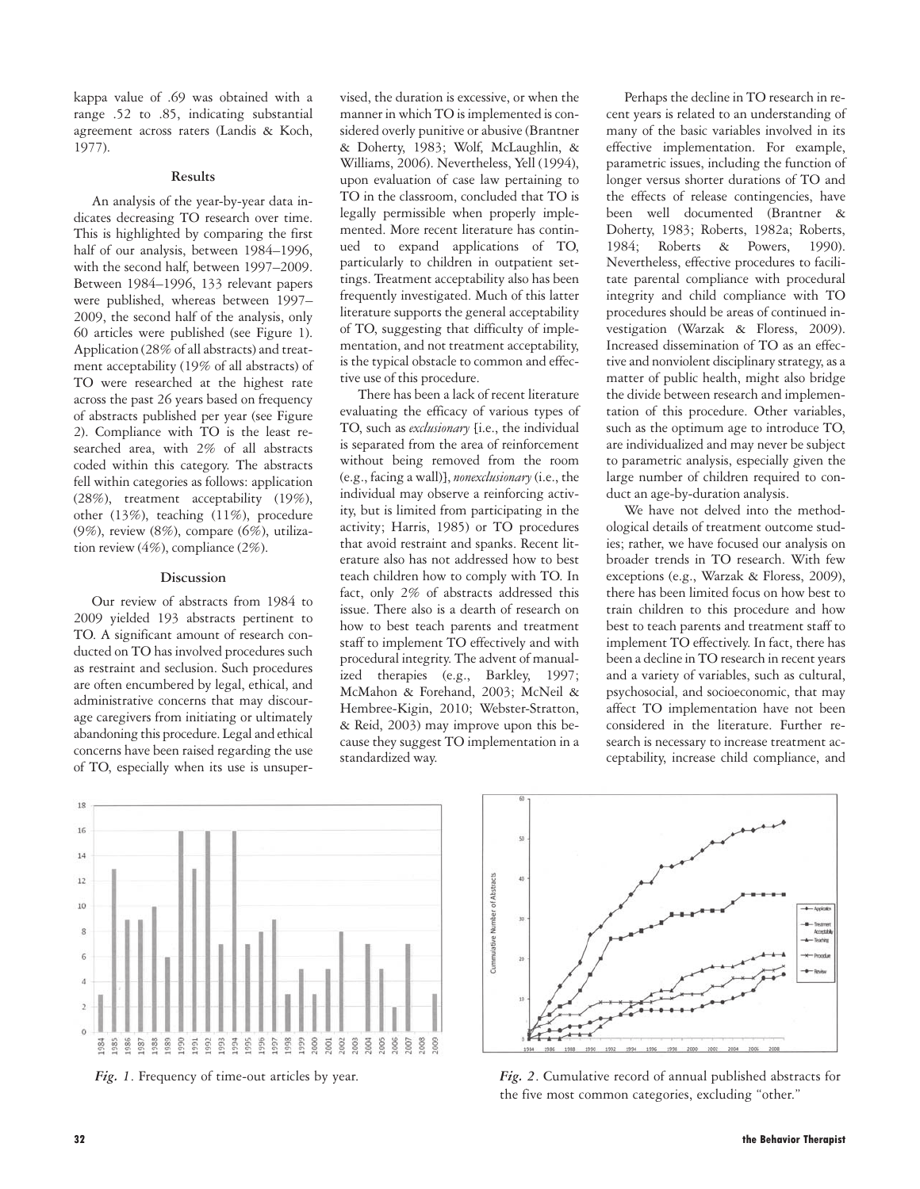kappa value of .69 was obtained with a range .52 to .85, indicating substantial agreement across raters (Landis & Koch, 1977).

### Results

An analysis of the year-by-year data indicates decreasing TO research over time. This is highlighted by comparing the first half of our analysis, between 1984–1996, with the second half, between 1997–2009. Between 1984–1996, 133 relevant papers were published, whereas between 1997–2009, the second half of the analysis, only 60 articles were published (see Figure 1). Application (28% of all abstracts) and treatment acceptability (19% of all abstracts) of TO were researched at the highest rate across the past 26 years based on frequency of abstracts published per year (see Figure 2). Compliance with TO is the least researched area, with 2% of all abstracts coded within this category. The abstracts fell within categories as follows: application (28%), treatment acceptability (19%), other (13%), teaching (11%), procedure (9%), review (8%), compare (6%), utilization review (4%), compliance (2%).

### Discussion

Our review of abstracts from 1984 to 2009 yielded 193 abstracts pertinent to TO. A significant amount of research conducted on TO has involved procedures such as restraint and seclusion. Such procedures are often encumbered by legal, ethical, and administrative concerns that may discourage caregivers from initiating or ultimately abandoning this procedure. Legal and ethical concerns have been raised regarding the use of TO, especially when its use is unsupervised, the duration is excessive, or when the manner in which TO is implemented is considered overly punitive or abusive (Brantner & Doherty, 1983; Wolf, McLaughlin, & Williams, 2006). Nevertheless, Yell (1994), upon evaluation of case law pertaining to TO in the classroom, concluded that TO is legally permissible when properly implemented. More recent literature has continued to expand applications of TO, particularly to children in outpatient settings. Treatment acceptability also has been frequently investigated. Much of this latter literature supports the general acceptability of TO, suggesting that difficulty of implementation, and not treatment acceptability, is the typical obstacle to common and effective use of this procedure.

There has been a lack of recent literature evaluating the efficacy of various types of TO, such as *exclusionary* [i.e., the individual is separated from the area of reinforcement without being removed from the room (e.g., facing a wall)], *nonexclusionary* (i.e., the individual may observe a reinforcing activity, but is limited from participating in the activity; Harris, 1985) or TO procedures that avoid restraint and spanks. Recent literature also has not addressed how to best teach children how to comply with TO. In fact, only 2% of abstracts addressed this issue. There also is a dearth of research on how to best teach parents and treatment staff to implement TO effectively and with procedural integrity. The advent of manualized therapies (e.g., Barkley, 1997; McMahon & Forehand, 2003; McNeil & Hembree-Kigin, 2010; Webster-Stratton, & Reid, 2003) may improve upon this because they suggest TO implementation in a standardized way.

Perhaps the decline in TO research in recent years is related to an understanding of many of the basic variables involved in its effective implementation. For example, parametric issues, including the function of longer versus shorter durations of TO and the effects of release contingencies, have been well documented (Brantner & Doherty, 1983; Roberts, 1982a; Roberts, 1984; Roberts & Powers, 1990). Nevertheless, effective procedures to facilitate parental compliance with procedural integrity and child compliance with TO procedures should be areas of continued investigation (Warzak & Floress, 2009). Increased dissemination of TO as an effective and nonviolent disciplinary strategy, as a matter of public health, might also bridge the divide between research and implementation of this procedure. Other variables, such as the optimum age to introduce TO, are individualized and may never be subject to parametric analysis, especially given the large number of children required to conduct an age-by-duration analysis.

We have not delved into the methodological details of treatment outcome studies; rather, we have focused our analysis on broader trends in TO research. With few exceptions (e.g., Warzak & Floress, 2009), there has been limited focus on how best to train children to this procedure and how best to teach parents and treatment staff to implement TO effectively. In fact, there has been a decline in TO research in recent years and a variety of variables, such as cultural, psychosocial, and socioeconomic, that may affect TO implementation have not been considered in the literature. Further research is necessary to increase treatment acceptability, increase child compliance, and

*Fig. 1*. Frequency of time-out articles by year.

*Fig. 2*. Cumulative record of annual published abstracts for the five most common categories, excluding "other."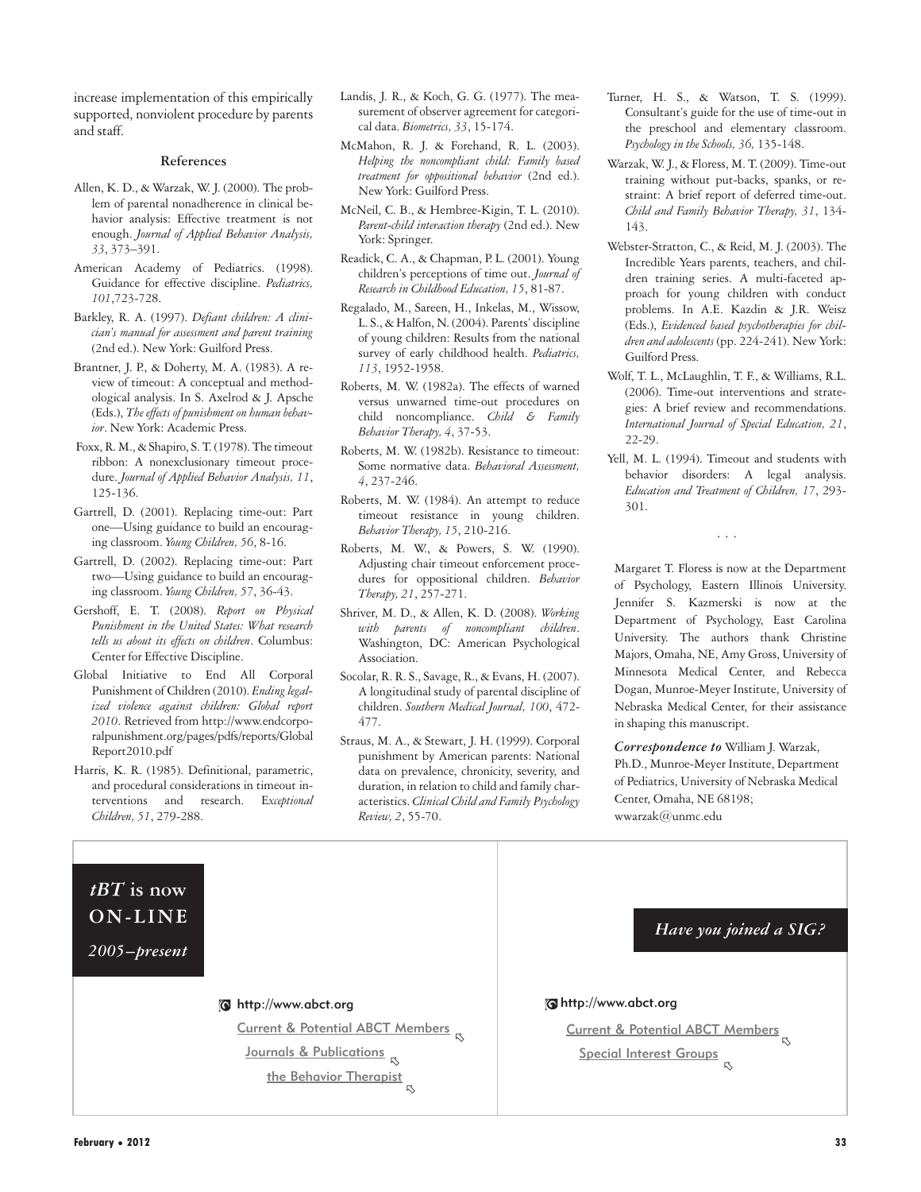increase implementation of this empirically supported, nonviolent procedure by parents and staff.

## References

Allen, K. D., & Warzak, W. J. (2000). The problem of parental nonadherence in clinical behavior analysis: Effective treatment is not enough. *Journal of Applied Behavior Analysis, 33*, 373–391.

American Academy of Pediatrics. (1998). Guidance for effective discipline. *Pediatrics, 101*,723-728.

Barkley, R. A. (1997). *Defiant children: A clinician's manual for assessment and parent training* (2nd ed.). New York: Guilford Press.

Brantner, J. P., & Doherty, M. A. (1983). A review of timeout: A conceptual and methodological analysis. In S. Axelrod & J. Apsche (Eds.), *The effects of punishment on human behavior*. New York: Academic Press.

Foxx, R. M., & Shapiro, S. T. (1978). The timeout ribbon: A nonexclusionary timeout procedure. *Journal of Applied Behavior Analysis, 11*, 125-136.

Gartrell, D. (2001). Replacing time-out: Part one—Using guidance to build an encouraging classroom. *Young Children, 56*, 8-16.

Gartrell, D. (2002). Replacing time-out: Part two—Using guidance to build an encouraging classroom. *Young Children, 57*, 36-43.

Gershoff, E. T. (2008). *Report on Physical Punishment in the United States: What research tells us about its effects on children*. Columbus: Center for Effective Discipline.

Global Initiative to End All Corporal Punishment of Children (2010). *Ending legalized violence against children: Global report 2010*. Retrieved from http://www.endcorporalpunishment.org/pages/pdfs/reports/GlobalReport2010.pdf

Harris, K. R. (1985). Definitional, parametric, and procedural considerations in timeout interventions and research. *Exceptional Children, 51*, 279-288.

Landis, J. R., & Koch, G. G. (1977). The measurement of observer agreement for categorical data. *Biometrics, 33*, 15-174.

McMahon, R. J. & Forehand, R. L. (2003). *Helping the noncompliant child: Family based treatment for oppositional behavior* (2nd ed.). New York: Guilford Press.

McNeil, C. B., & Hembree-Kigin, T. L. (2010). *Parent-child interaction therapy* (2nd ed.). New York: Springer.

Readick, C. A., & Chapman, P. L. (2001). Young children's perceptions of time out. *Journal of Research in Childhood Education, 15*, 81-87.

Regalado, M., Sareen, H., Inkelas, M., Wissow, L. S., & Halfon, N. (2004). Parents' discipline of young children: Results from the national survey of early childhood health. *Pediatrics, 113*, 1952-1958.

Roberts, M. W. (1982a). The effects of warned versus unwarned time-out procedures on child noncompliance. *Child & Family Behavior Therapy, 4*, 37-53.

Roberts, M. W. (1982b). Resistance to timeout: Some normative data. *Behavioral Assessment, 4*, 237-246.

Roberts, M. W. (1984). An attempt to reduce timeout resistance in young children. *Behavior Therapy, 15*, 210-216.

Roberts, M. W., & Powers, S. W. (1990). Adjusting chair timeout enforcement procedures for oppositional children. *Behavior Therapy, 21*, 257-271.

Shriver, M. D., & Allen, K. D. (2008). *Working with parents of noncompliant children*. Washington, DC: American Psychological Association.

Socolar, R. R. S., Savage, R., & Evans, H. (2007). A longitudinal study of parental discipline of children. *Southern Medical Journal, 100*, 472-477.

Straus, M. A., & Stewart, J. H. (1999). Corporal punishment by American parents: National data on prevalence, chronicity, severity, and duration, in relation to child and family characteristics. *Clinical Child and Family Psychology Review, 2*, 55-70.

Turner, H. S., & Watson, T. S. (1999). Consultant's guide for the use of time-out in the preschool and elementary classroom. *Psychology in the Schools, 36,* 135-148.

Warzak, W. J., & Floress, M. T. (2009). Time-out training without put-backs, spanks, or restraint: A brief report of deferred time-out. *Child and Family Behavior Therapy, 31*, 134-143.

Webster-Stratton, C., & Reid, M. J. (2003). The Incredible Years parents, teachers, and children training series. A multi-faceted approach for young children with conduct problems. In A.E. Kazdin & J.R. Weisz (Eds.), *Evidenced based psychotherapies for children and adolescents* (pp. 224-241). New York: Guilford Press.

Wolf, T. L., McLaughlin, T. F., & Williams, R.L. (2006). Time-out interventions and strategies: A brief review and recommendations. *International Journal of Special Education, 21*, 22-29.

Yell, M. L. (1994). Timeout and students with behavior disorders: A legal analysis. *Education and Treatment of Children, 17*, 293-301.

. . .

Margaret T. Floress is now at the Department of Psychology, Eastern Illinois University. Jennifer S. Kazmerski is now at the Department of Psychology, East Carolina University. The authors thank Christine Majors, Omaha, NE, Amy Gross, University of Minnesota Medical Center, and Rebecca Dogan, Munroe-Meyer Institute, University of Nebraska Medical Center, for their assistance in shaping this manuscript.

***Correspondence to*** William J. Warzak, Ph.D., Munroe-Meyer Institute, Department of Pediatrics, University of Nebraska Medical Center, Omaha, NE 68198; wwarzak@unmc.edu

***tBT* is now ON-LINE**

*2005–present*

http://www.abct.org

Current & Potential ABCT Members

Journals & Publications

the Behavior Therapist

***Have you joined a SIG?***

http://www.abct.org

Current & Potential ABCT Members

Special Interest Groups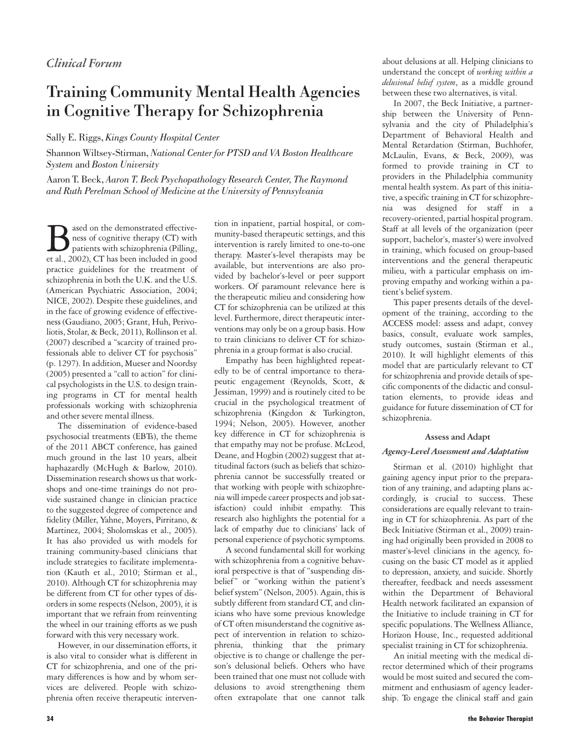*Clinical Forum*

# Training Community Mental Health Agencies in Cognitive Therapy for Schizophrenia

Sally E. Riggs, *Kings County Hospital Center*

Shannon Wiltsey-Stirman, *National Center for PTSD and VA Boston Healthcare System* and *Boston University*

Aaron T. Beck, *Aaron T. Beck Psychopathology Research Center, The Raymond and Ruth Perelman School of Medicine at the University of Pennsylvania*

Based on the demonstrated effectiveness of cognitive therapy (CT) with patients with schizophrenia (Pilling, et al., 2002), CT has been included in good practice guidelines for the treatment of schizophrenia in both the U.K. and the U.S. (American Psychiatric Association, 2004; NICE, 2002). Despite these guidelines, and in the face of growing evidence of effectiveness (Gaudiano, 2005; Grant, Huh, Perivoliotis, Stolar, & Beck, 2011), Rollinson et al. (2007) described a "scarcity of trained professionals able to deliver CT for psychosis" (p. 1297). In addition, Mueser and Noordsy (2005) presented a "call to action" for clinical psychologists in the U.S. to design training programs in CT for mental health professionals working with schizophrenia and other severe mental illness.

The dissemination of evidence-based psychosocial treatments (EBTs), the theme of the 2011 ABCT conference, has gained much ground in the last 10 years, albeit haphazardly (McHugh & Barlow, 2010). Dissemination research shows us that workshops and one-time trainings do not provide sustained change in clinician practice to the suggested degree of competence and fidelity (Miller, Yahne, Moyers, Pirritano, & Martinez, 2004; Sholomskas et al., 2005). It has also provided us with models for training community-based clinicians that include strategies to facilitate implementation (Kauth et al., 2010; Stirman et al., 2010). Although CT for schizophrenia may be different from CT for other types of disorders in some respects (Nelson, 2005), it is important that we refrain from reinventing the wheel in our training efforts as we push forward with this very necessary work.

However, in our dissemination efforts, it is also vital to consider what is different in CT for schizophrenia, and one of the primary differences is how and by whom services are delivered. People with schizophrenia often receive therapeutic intervention in inpatient, partial hospital, or community-based therapeutic settings, and this intervention is rarely limited to one-to-one therapy. Master's-level therapists may be available, but interventions are also provided by bachelor's-level or peer support workers. Of paramount relevance here is the therapeutic milieu and considering how CT for schizophrenia can be utilized at this level. Furthermore, direct therapeutic interventions may only be on a group basis. How to train clinicians to deliver CT for schizophrenia in a group format is also crucial.

Empathy has been highlighted repeatedly to be of central importance to therapeutic engagement (Reynolds, Scott, & Jessiman, 1999) and is routinely cited to be crucial in the psychological treatment of schizophrenia (Kingdon & Turkington, 1994; Nelson, 2005). However, another key difference in CT for schizophrenia is that empathy may not be profuse. McLeod, Deane, and Hogbin (2002) suggest that attitudinal factors (such as beliefs that schizophrenia cannot be successfully treated or that working with people with schizophrenia will impede career prospects and job satisfaction) could inhibit empathy. This research also highlights the potential for a lack of empathy due to clinicians' lack of personal experience of psychotic symptoms.

A second fundamental skill for working with schizophrenia from a cognitive behavioral perspective is that of "suspending disbelief" or "working within the patient's belief system" (Nelson, 2005). Again, this is subtly different from standard CT, and clinicians who have some previous knowledge of CT often misunderstand the cognitive aspect of intervention in relation to schizophrenia, thinking that the primary objective is to change or challenge the person's delusional beliefs. Others who have been trained that one must not collude with delusions to avoid strengthening them often extrapolate that one cannot talk about delusions at all. Helping clinicians to understand the concept of *working within a delusional belief system*, as a middle ground between these two alternatives, is vital.

In 2007, the Beck Initiative, a partnership between the University of Pennsylvania and the city of Philadelphia's Department of Behavioral Health and Mental Retardation (Stirman, Buchhofer, McLaulin, Evans, & Beck, 2009), was formed to provide training in CT to providers in the Philadelphia community mental health system. As part of this initiative, a specific training in CT for schizophrenia was designed for staff in a recovery-oriented, partial hospital program. Staff at all levels of the organization (peer support, bachelor's, master's) were involved in training, which focused on group-based interventions and the general therapeutic milieu, with a particular emphasis on improving empathy and working within a patient's belief system.

This paper presents details of the development of the training, according to the ACCESS model: assess and adapt, convey basics, consult, evaluate work samples, study outcomes, sustain (Stirman et al., 2010). It will highlight elements of this model that are particularly relevant to CT for schizophrenia and provide details of specific components of the didactic and consultation elements, to provide ideas and guidance for future dissemination of CT for schizophrenia.

## Assess and Adapt

### *Agency-Level Assessment and Adaptation*

Stirman et al. (2010) highlight that gaining agency input prior to the preparation of any training, and adapting plans accordingly, is crucial to success. These considerations are equally relevant to training in CT for schizophrenia. As part of the Beck Initiative (Stirman et al., 2009) training had originally been provided in 2008 to master's-level clinicians in the agency, focusing on the basic CT model as it applied to depression, anxiety, and suicide. Shortly thereafter, feedback and needs assessment within the Department of Behavioral Health network facilitated an expansion of the Initiative to include training in CT for specific populations. The Wellness Alliance, Horizon House, Inc., requested additional specialist training in CT for schizophrenia.

An initial meeting with the medical director determined which of their programs would be most suited and secured the commitment and enthusiasm of agency leadership. To engage the clinical staff and gain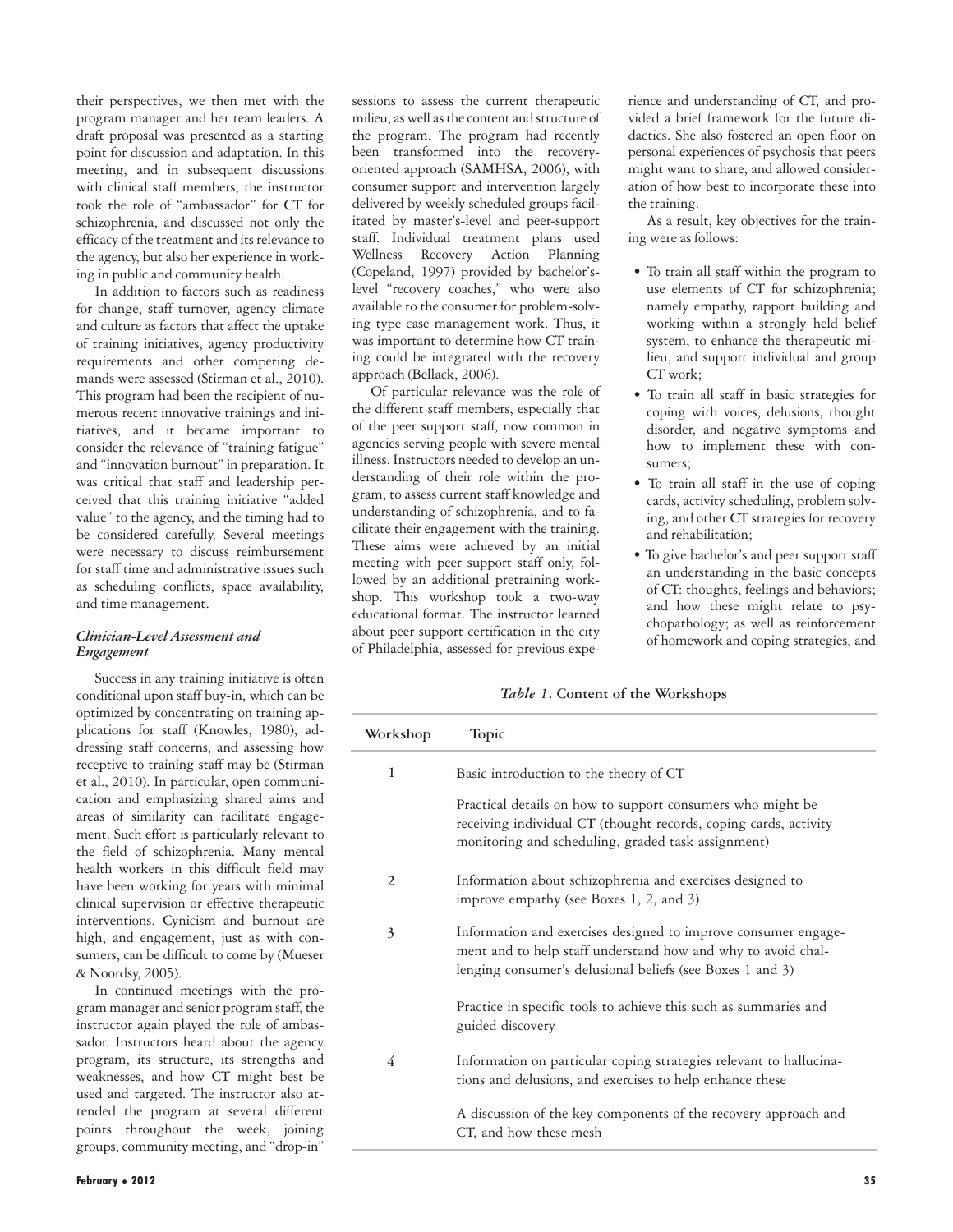their perspectives, we then met with the program manager and her team leaders. A draft proposal was presented as a starting point for discussion and adaptation. In this meeting, and in subsequent discussions with clinical staff members, the instructor took the role of "ambassador" for CT for schizophrenia, and discussed not only the efficacy of the treatment and its relevance to the agency, but also her experience in working in public and community health.

In addition to factors such as readiness for change, staff turnover, agency climate and culture as factors that affect the uptake of training initiatives, agency productivity requirements and other competing demands were assessed (Stirman et al., 2010). This program had been the recipient of numerous recent innovative trainings and initiatives, and it became important to consider the relevance of "training fatigue" and "innovation burnout" in preparation. It was critical that staff and leadership perceived that this training initiative "added value" to the agency, and the timing had to be considered carefully. Several meetings were necessary to discuss reimbursement for staff time and administrative issues such as scheduling conflicts, space availability, and time management.

### *Clinician-Level Assessment and Engagement*

Success in any training initiative is often conditional upon staff buy-in, which can be optimized by concentrating on training applications for staff (Knowles, 1980), addressing staff concerns, and assessing how receptive to training staff may be (Stirman et al., 2010). In particular, open communication and emphasizing shared aims and areas of similarity can facilitate engagement. Such effort is particularly relevant to the field of schizophrenia. Many mental health workers in this difficult field may have been working for years with minimal clinical supervision or effective therapeutic interventions. Cynicism and burnout are high, and engagement, just as with consumers, can be difficult to come by (Mueser & Noordsy, 2005).

In continued meetings with the program manager and senior program staff, the instructor again played the role of ambassador. Instructors heard about the agency program, its structure, its strengths and weaknesses, and how CT might best be used and targeted. The instructor also attended the program at several different points throughout the week, joining groups, community meeting, and "drop-in" sessions to assess the current therapeutic milieu, as well as the content and structure of the program. The program had recently been transformed into the recovery-oriented approach (SAMHSA, 2006), with consumer support and intervention largely delivered by weekly scheduled groups facilitated by master's-level and peer-support staff. Individual treatment plans used Wellness Recovery Action Planning (Copeland, 1997) provided by bachelor's-level "recovery coaches," who were also available to the consumer for problem-solving type case management work. Thus, it was important to determine how CT training could be integrated with the recovery approach (Bellack, 2006).

Of particular relevance was the role of the different staff members, especially that of the peer support staff, now common in agencies serving people with severe mental illness. Instructors needed to develop an understanding of their role within the program, to assess current staff knowledge and understanding of schizophrenia, and to facilitate their engagement with the training. These aims were achieved by an initial meeting with peer support staff only, followed by an additional pretraining workshop. This workshop took a two-way educational format. The instructor learned about peer support certification in the city of Philadelphia, assessed for previous experience and understanding of CT, and provided a brief framework for the future didactics. She also fostered an open floor on personal experiences of psychosis that peers might want to share, and allowed consideration of how best to incorporate these into the training.

As a result, key objectives for the training were as follows:

- To train all staff within the program to use elements of CT for schizophrenia; namely empathy, rapport building and working within a strongly held belief system, to enhance the therapeutic milieu, and support individual and group CT work;
- To train all staff in basic strategies for coping with voices, delusions, thought disorder, and negative symptoms and how to implement these with consumers;
- To train all staff in the use of coping cards, activity scheduling, problem solving, and other CT strategies for recovery and rehabilitation;
- To give bachelor's and peer support staff an understanding in the basic concepts of CT: thoughts, feelings and behaviors; and how these might relate to psychopathology; as well as reinforcement of homework and coping strategies, and

*Table 1*. **Content of the Workshops**

| Workshop | Topic |
|---|---|
| 1 | Basic introduction to the theory of CT<br><br>Practical details on how to support consumers who might be receiving individual CT (thought records, coping cards, activity monitoring and scheduling, graded task assignment) |
| 2 | Information about schizophrenia and exercises designed to improve empathy (see Boxes 1, 2, and 3) |
| 3 | Information and exercises designed to improve consumer engagement and to help staff understand how and why to avoid challenging consumer's delusional beliefs (see Boxes 1 and 3)<br><br>Practice in specific tools to achieve this such as summaries and guided discovery |
| 4 | Information on particular coping strategies relevant to hallucinations and delusions, and exercises to help enhance these<br><br>A discussion of the key components of the recovery approach and CT, and how these mesh |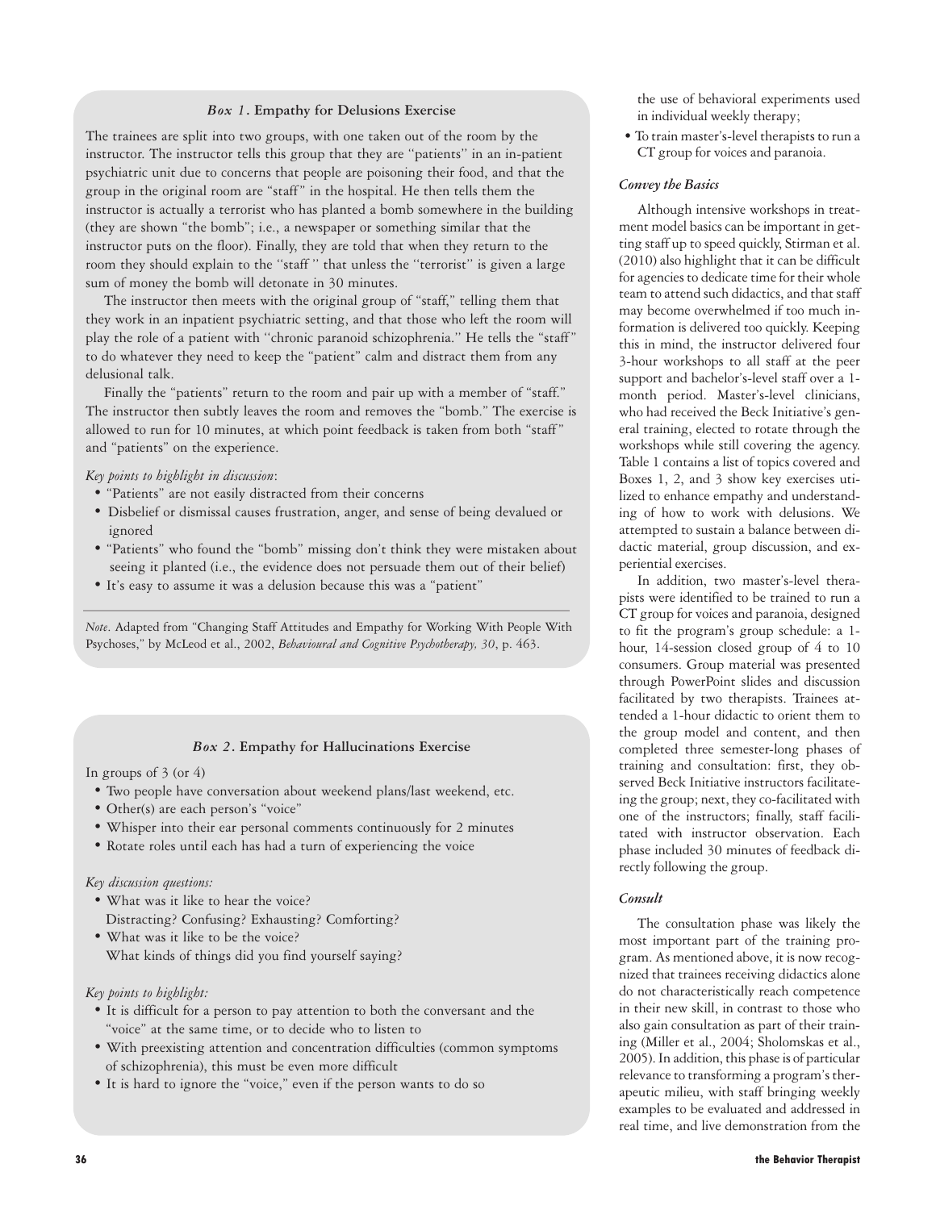### *Box 1*. Empathy for Delusions Exercise

The trainees are split into two groups, with one taken out of the room by the instructor. The instructor tells this group that they are ''patients'' in an in-patient psychiatric unit due to concerns that people are poisoning their food, and that the group in the original room are "staff" in the hospital. He then tells them the instructor is actually a terrorist who has planted a bomb somewhere in the building (they are shown "the bomb"; i.e., a newspaper or something similar that the instructor puts on the floor). Finally, they are told that when they return to the room they should explain to the ''staff '' that unless the ''terrorist'' is given a large sum of money the bomb will detonate in 30 minutes.

The instructor then meets with the original group of "staff," telling them that they work in an inpatient psychiatric setting, and that those who left the room will play the role of a patient with ''chronic paranoid schizophrenia.'' He tells the "staff" to do whatever they need to keep the "patient" calm and distract them from any delusional talk.

Finally the "patients" return to the room and pair up with a member of "staff." The instructor then subtly leaves the room and removes the "bomb." The exercise is allowed to run for 10 minutes, at which point feedback is taken from both "staff" and "patients" on the experience.

*Key points to highlight in discussion*:

- "Patients" are not easily distracted from their concerns
- Disbelief or dismissal causes frustration, anger, and sense of being devalued or ignored
- "Patients" who found the "bomb" missing don't think they were mistaken about seeing it planted (i.e., the evidence does not persuade them out of their belief)
- It's easy to assume it was a delusion because this was a "patient"

*Note*. Adapted from "Changing Staff Attitudes and Empathy for Working With People With Psychoses," by McLeod et al., 2002, *Behavioural and Cognitive Psychotherapy, 30*, p. 463.

### *Box 2*. Empathy for Hallucinations Exercise

In groups of 3 (or 4)

- Two people have conversation about weekend plans/last weekend, etc.
- Other(s) are each person's "voice"
- Whisper into their ear personal comments continuously for 2 minutes
- Rotate roles until each has had a turn of experiencing the voice

*Key discussion questions:*

- What was it like to hear the voice?
  Distracting? Confusing? Exhausting? Comforting?
- What was it like to be the voice?
  What kinds of things did you find yourself saying?

*Key points to highlight:*

- It is difficult for a person to pay attention to both the conversant and the "voice" at the same time, or to decide who to listen to
- With preexisting attention and concentration difficulties (common symptoms of schizophrenia), this must be even more difficult
- It is hard to ignore the "voice," even if the person wants to do so

the use of behavioral experiments used in individual weekly therapy;

- To train master's-level therapists to run a CT group for voices and paranoia.

#### *Convey the Basics*

Although intensive workshops in treatment model basics can be important in getting staff up to speed quickly, Stirman et al. (2010) also highlight that it can be difficult for agencies to dedicate time for their whole team to attend such didactics, and that staff may become overwhelmed if too much information is delivered too quickly. Keeping this in mind, the instructor delivered four 3-hour workshops to all staff at the peer support and bachelor's-level staff over a 1-month period. Master's-level clinicians, who had received the Beck Initiative's general training, elected to rotate through the workshops while still covering the agency. Table 1 contains a list of topics covered and Boxes 1, 2, and 3 show key exercises utilized to enhance empathy and understanding of how to work with delusions. We attempted to sustain a balance between didactic material, group discussion, and experiential exercises.

In addition, two master's-level therapists were identified to be trained to run a CT group for voices and paranoia, designed to fit the program's group schedule: a 1-hour, 14-session closed group of 4 to 10 consumers. Group material was presented through PowerPoint slides and discussion facilitated by two therapists. Trainees attended a 1-hour didactic to orient them to the group model and content, and then completed three semester-long phases of training and consultation: first, they observed Beck Initiative instructors facilitateing the group; next, they co-facilitated with one of the instructors; finally, staff facilitated with instructor observation. Each phase included 30 minutes of feedback directly following the group.

#### *Consult*

The consultation phase was likely the most important part of the training program. As mentioned above, it is now recognized that trainees receiving didactics alone do not characteristically reach competence in their new skill, in contrast to those who also gain consultation as part of their training (Miller et al., 2004; Sholomskas et al., 2005). In addition, this phase is of particular relevance to transforming a program's therapeutic milieu, with staff bringing weekly examples to be evaluated and addressed in real time, and live demonstration from the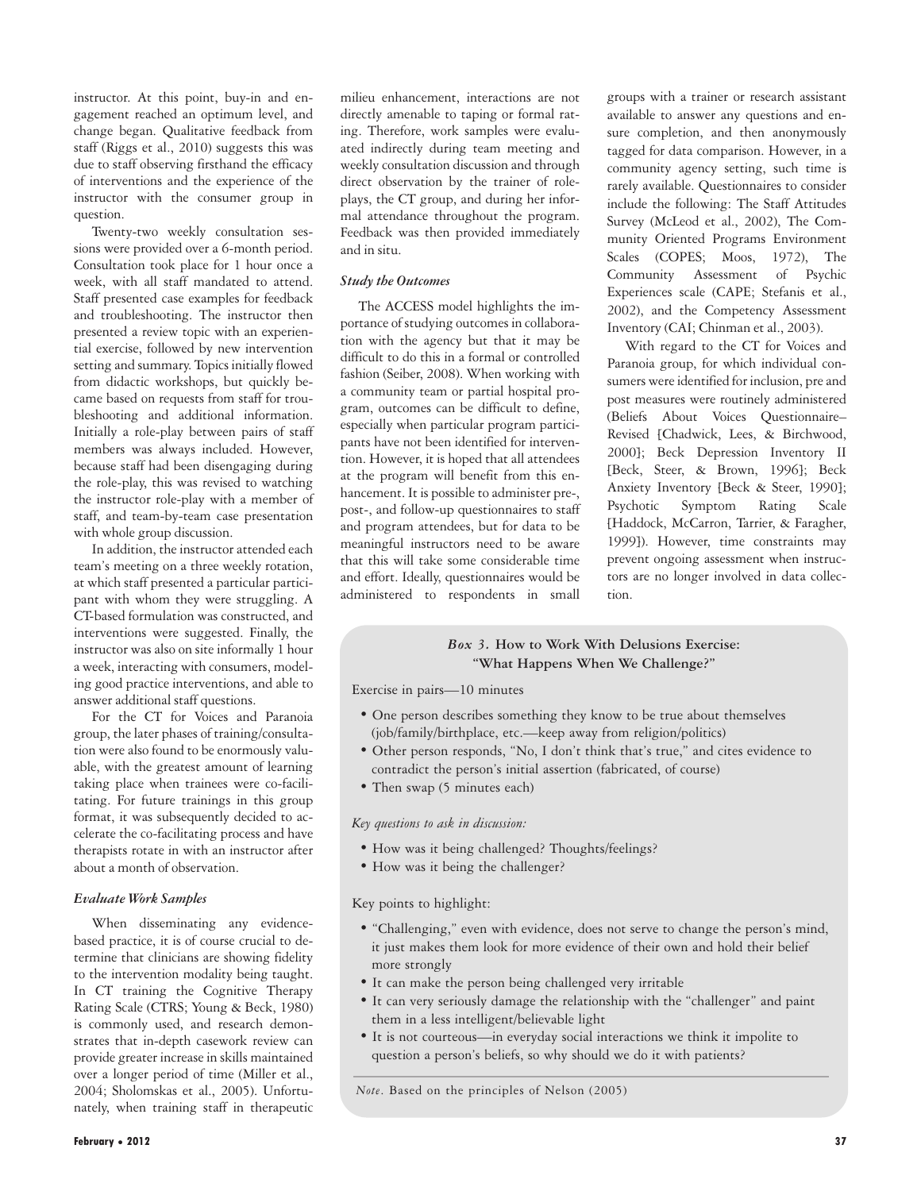instructor. At this point, buy-in and engagement reached an optimum level, and change began. Qualitative feedback from staff (Riggs et al., 2010) suggests this was due to staff observing firsthand the efficacy of interventions and the experience of the instructor with the consumer group in question.

Twenty-two weekly consultation sessions were provided over a 6-month period. Consultation took place for 1 hour once a week, with all staff mandated to attend. Staff presented case examples for feedback and troubleshooting. The instructor then presented a review topic with an experiential exercise, followed by new intervention setting and summary. Topics initially flowed from didactic workshops, but quickly became based on requests from staff for troubleshooting and additional information. Initially a role-play between pairs of staff members was always included. However, because staff had been disengaging during the role-play, this was revised to watching the instructor role-play with a member of staff, and team-by-team case presentation with whole group discussion.

In addition, the instructor attended each team's meeting on a three weekly rotation, at which staff presented a particular participant with whom they were struggling. A CT-based formulation was constructed, and interventions were suggested. Finally, the instructor was also on site informally 1 hour a week, interacting with consumers, modeling good practice interventions, and able to answer additional staff questions.

For the CT for Voices and Paranoia group, the later phases of training/consultation were also found to be enormously valuable, with the greatest amount of learning taking place when trainees were co-facilitating. For future trainings in this group format, it was subsequently decided to accelerate the co-facilitating process and have therapists rotate in with an instructor after about a month of observation.

### *Evaluate Work Samples*

When disseminating any evidence-based practice, it is of course crucial to determine that clinicians are showing fidelity to the intervention modality being taught. In CT training the Cognitive Therapy Rating Scale (CTRS; Young & Beck, 1980) is commonly used, and research demonstrates that in-depth casework review can provide greater increase in skills maintained over a longer period of time (Miller et al., 2004; Sholomskas et al., 2005). Unfortunately, when training staff in therapeutic milieu enhancement, interactions are not directly amenable to taping or formal rating. Therefore, work samples were evaluated indirectly during team meeting and weekly consultation discussion and through direct observation by the trainer of role-plays, the CT group, and during her informal attendance throughout the program. Feedback was then provided immediately and in situ.

### *Study the Outcomes*

The ACCESS model highlights the importance of studying outcomes in collaboration with the agency but that it may be difficult to do this in a formal or controlled fashion (Seiber, 2008). When working with a community team or partial hospital program, outcomes can be difficult to define, especially when particular program participants have not been identified for intervention. However, it is hoped that all attendees at the program will benefit from this enhancement. It is possible to administer pre-, post-, and follow-up questionnaires to staff and program attendees, but for data to be meaningful instructors need to be aware that this will take some considerable time and effort. Ideally, questionnaires would be administered to respondents in small groups with a trainer or research assistant available to answer any questions and ensure completion, and then anonymously tagged for data comparison. However, in a community agency setting, such time is rarely available. Questionnaires to consider include the following: The Staff Attitudes Survey (McLeod et al., 2002), The Community Oriented Programs Environment Scales (COPES; Moos, 1972), The Community Assessment of Psychic Experiences scale (CAPE; Stefanis et al., 2002), and the Competency Assessment Inventory (CAI; Chinman et al., 2003).

With regard to the CT for Voices and Paranoia group, for which individual consumers were identified for inclusion, pre and post measures were routinely administered (Beliefs About Voices Questionnaire–Revised [Chadwick, Lees, & Birchwood, 2000]; Beck Depression Inventory II [Beck, Steer, & Brown, 1996]; Beck Anxiety Inventory [Beck & Steer, 1990]; Psychotic Symptom Rating Scale [Haddock, McCarron, Tarrier, & Faragher, 1999]). However, time constraints may prevent ongoing assessment when instructors are no longer involved in data collection.

---

**_Box 3._ How to Work With Delusions Exercise: "What Happens When We Challenge?"**

Exercise in pairs—10 minutes

- One person describes something they know to be true about themselves (job/family/birthplace, etc.—keep away from religion/politics)
- Other person responds, "No, I don't think that's true," and cites evidence to contradict the person's initial assertion (fabricated, of course)
- Then swap (5 minutes each)

*Key questions to ask in discussion:*

- How was it being challenged? Thoughts/feelings?
- How was it being the challenger?

Key points to highlight:

- "Challenging," even with evidence, does not serve to change the person's mind, it just makes them look for more evidence of their own and hold their belief more strongly
- It can make the person being challenged very irritable
- It can very seriously damage the relationship with the "challenger" and paint them in a less intelligent/believable light
- It is not courteous—in everyday social interactions we think it impolite to question a person's beliefs, so why should we do it with patients?

*Note*. Based on the principles of Nelson (2005)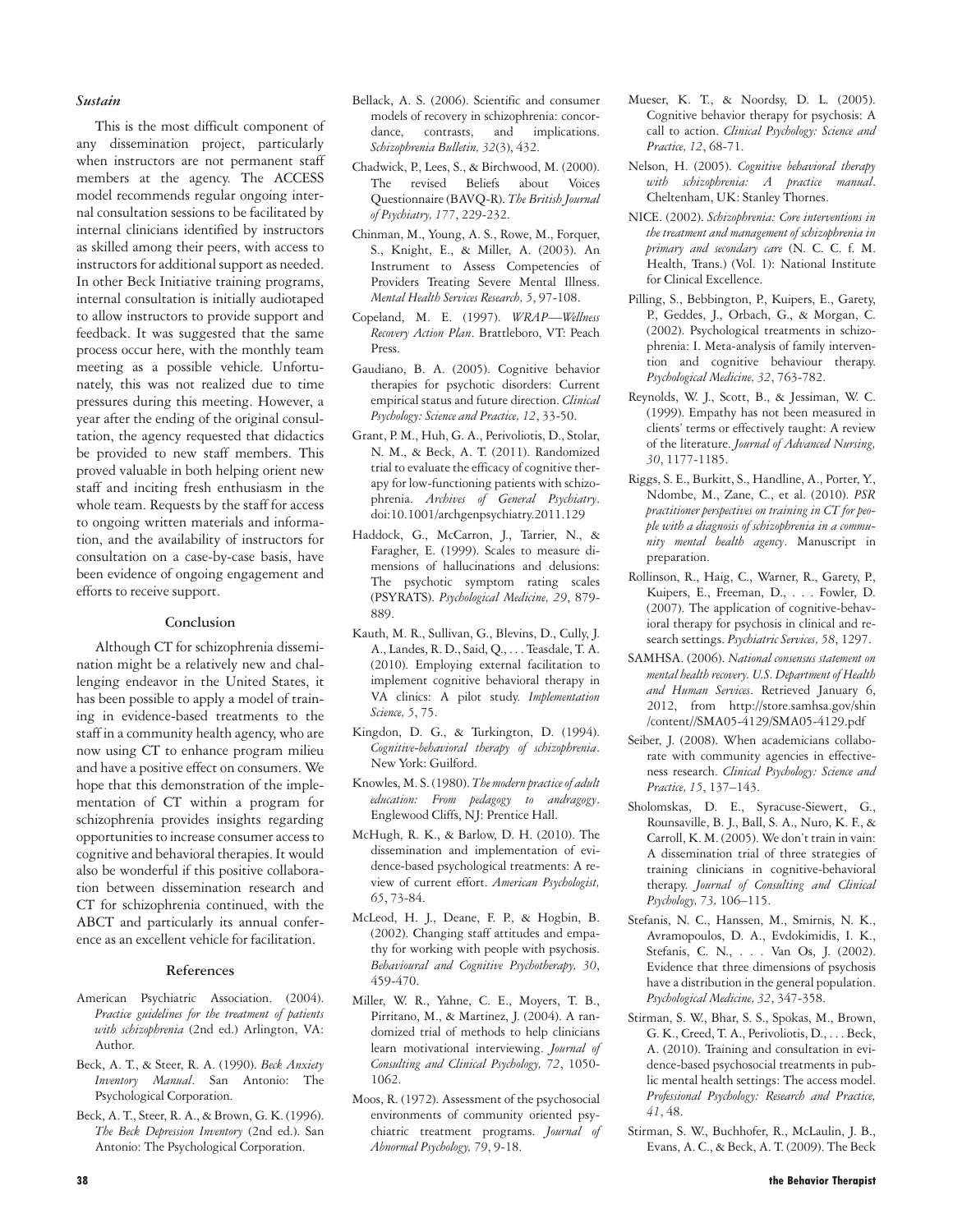### *Sustain*

This is the most difficult component of any dissemination project, particularly when instructors are not permanent staff members at the agency. The ACCESS model recommends regular ongoing internal consultation sessions to be facilitated by internal clinicians identified by instructors as skilled among their peers, with access to instructors for additional support as needed. In other Beck Initiative training programs, internal consultation is initially audiotaped to allow instructors to provide support and feedback. It was suggested that the same process occur here, with the monthly team meeting as a possible vehicle. Unfortunately, this was not realized due to time pressures during this meeting. However, a year after the ending of the original consultation, the agency requested that didactics be provided to new staff members. This proved valuable in both helping orient new staff and inciting fresh enthusiasm in the whole team. Requests by the staff for access to ongoing written materials and information, and the availability of instructors for consultation on a case-by-case basis, have been evidence of ongoing engagement and efforts to receive support.

## Conclusion

Although CT for schizophrenia dissemination might be a relatively new and challenging endeavor in the United States, it has been possible to apply a model of training in evidence-based treatments to the staff in a community health agency, who are now using CT to enhance program milieu and have a positive effect on consumers. We hope that this demonstration of the implementation of CT within a program for schizophrenia provides insights regarding opportunities to increase consumer access to cognitive and behavioral therapies. It would also be wonderful if this positive collaboration between dissemination research and CT for schizophrenia continued, with the ABCT and particularly its annual conference as an excellent vehicle for facilitation.

## References

American Psychiatric Association. (2004). *Practice guidelines for the treatment of patients with schizophrenia* (2nd ed.) Arlington, VA: Author.

Beck, A. T., & Steer, R. A. (1990). *Beck Anxiety Inventory Manual*. San Antonio: The Psychological Corporation.

Beck, A. T., Steer, R. A., & Brown, G. K. (1996). *The Beck Depression Inventory* (2nd ed.). San Antonio: The Psychological Corporation.

Bellack, A. S. (2006). Scientific and consumer models of recovery in schizophrenia: concordance, contrasts, and implications. *Schizophrenia Bulletin, 32*(3), 432.

Chadwick, P., Lees, S., & Birchwood, M. (2000). The revised Beliefs about Voices Questionnaire (BAVQ-R). *The British Journal of Psychiatry, 177*, 229-232.

Chinman, M., Young, A. S., Rowe, M., Forquer, S., Knight, E., & Miller, A. (2003). An Instrument to Assess Competencies of Providers Treating Severe Mental Illness. *Mental Health Services Research, 5*, 97-108.

Copeland, M. E. (1997). *WRAP—Wellness Recovery Action Plan*. Brattleboro, VT: Peach Press.

Gaudiano, B. A. (2005). Cognitive behavior therapies for psychotic disorders: Current empirical status and future direction. *Clinical Psychology: Science and Practice, 12*, 33-50.

Grant, P. M., Huh, G. A., Perivoliotis, D., Stolar, N. M., & Beck, A. T. (2011). Randomized trial to evaluate the efficacy of cognitive therapy for low-functioning patients with schizophrenia. *Archives of General Psychiatry*. doi:10.1001/archgenpsychiatry.2011.129

Haddock, G., McCarron, J., Tarrier, N., & Faragher, E. (1999). Scales to measure dimensions of hallucinations and delusions: The psychotic symptom rating scales (PSYRATS). *Psychological Medicine, 29*, 879-889.

Kauth, M. R., Sullivan, G., Blevins, D., Cully, J. A., Landes, R. D., Said, Q., . . . Teasdale, T. A. (2010). Employing external facilitation to implement cognitive behavioral therapy in VA clinics: A pilot study. *Implementation Science, 5*, 75.

Kingdon, D. G., & Turkington, D. (1994). *Cognitive-behavioral therapy of schizophrenia*. New York: Guilford.

Knowles, M. S. (1980). *The modern practice of adult education: From pedagogy to andragogy*. Englewood Cliffs, NJ: Prentice Hall.

McHugh, R. K., & Barlow, D. H. (2010). The dissemination and implementation of evidence-based psychological treatments: A review of current effort. *American Psychologist, 65*, 73-84.

McLeod, H. J., Deane, F. P., & Hogbin, B. (2002). Changing staff attitudes and empathy for working with people with psychosis. *Behavioural and Cognitive Psychotherapy, 30*, 459-470.

Miller, W. R., Yahne, C. E., Moyers, T. B., Pirritano, M., & Martinez, J. (2004). A randomized trial of methods to help clinicians learn motivational interviewing. *Journal of Consulting and Clinical Psychology, 72*, 1050-1062.

Moos, R. (1972). Assessment of the psychosocial environments of community oriented psychiatric treatment programs. *Journal of Abnormal Psychology, 79*, 9-18.

Mueser, K. T., & Noordsy, D. L. (2005). Cognitive behavior therapy for psychosis: A call to action. *Clinical Psychology: Science and Practice, 12*, 68-71.

Nelson, H. (2005). *Cognitive behavioral therapy with schizophrenia: A practice manual*. Cheltenham, UK: Stanley Thornes.

NICE. (2002). *Schizophrenia: Core interventions in the treatment and management of schizophrenia in primary and secondary care* (N. C. C. f. M. Health, Trans.) (Vol. 1): National Institute for Clinical Excellence.

Pilling, S., Bebbington, P., Kuipers, E., Garety, P., Geddes, J., Orbach, G., & Morgan, C. (2002). Psychological treatments in schizophrenia: I. Meta-analysis of family intervention and cognitive behaviour therapy. *Psychological Medicine, 32*, 763-782.

Reynolds, W. J., Scott, B., & Jessiman, W. C. (1999). Empathy has not been measured in clients' terms or effectively taught: A review of the literature. *Journal of Advanced Nursing, 30*, 1177-1185.

Riggs, S. E., Burkitt, S., Handline, A., Porter, Y., Ndombe, M., Zane, C., et al. (2010). *PSR practitioner perspectives on training in CT for people with a diagnosis of schizophrenia in a community mental health agency*. Manuscript in preparation.

Rollinson, R., Haig, C., Warner, R., Garety, P., Kuipers, E., Freeman, D., . . . Fowler, D. (2007). The application of cognitive-behavioral therapy for psychosis in clinical and research settings. *Psychiatric Services, 58*, 1297.

SAMHSA. (2006). *National consensus statement on mental health recovery. U.S. Department of Health and Human Services*. Retrieved January 6, 2012, from http://store.samhsa.gov/shin/content//SMA05-4129/SMA05-4129.pdf

Seiber, J. (2008). When academicians collaborate with community agencies in effectiveness research. *Clinical Psychology: Science and Practice, 15*, 137–143.

Sholomskas, D. E., Syracuse-Siewert, G., Rounsaville, B. J., Ball, S. A., Nuro, K. F., & Carroll, K. M. (2005). We don't train in vain: A dissemination trial of three strategies of training clinicians in cognitive-behavioral therapy. *Journal of Consulting and Clinical Psychology, 73,* 106–115.

Stefanis, N. C., Hanssen, M., Smirnis, N. K., Avramopoulos, D. A., Evdokimidis, I. K., Stefanis, C. N., . . . Van Os, J. (2002). Evidence that three dimensions of psychosis have a distribution in the general population. *Psychological Medicine, 32*, 347-358.

Stirman, S. W., Bhar, S. S., Spokas, M., Brown, G. K., Creed, T. A., Perivoliotis, D., . . . Beck, A. (2010). Training and consultation in evidence-based psychosocial treatments in public mental health settings: The access model. *Professional Psychology: Research and Practice, 41*, 48.

Stirman, S. W., Buchhofer, R., McLaulin, J. B., Evans, A. C., & Beck, A. T. (2009). The Beck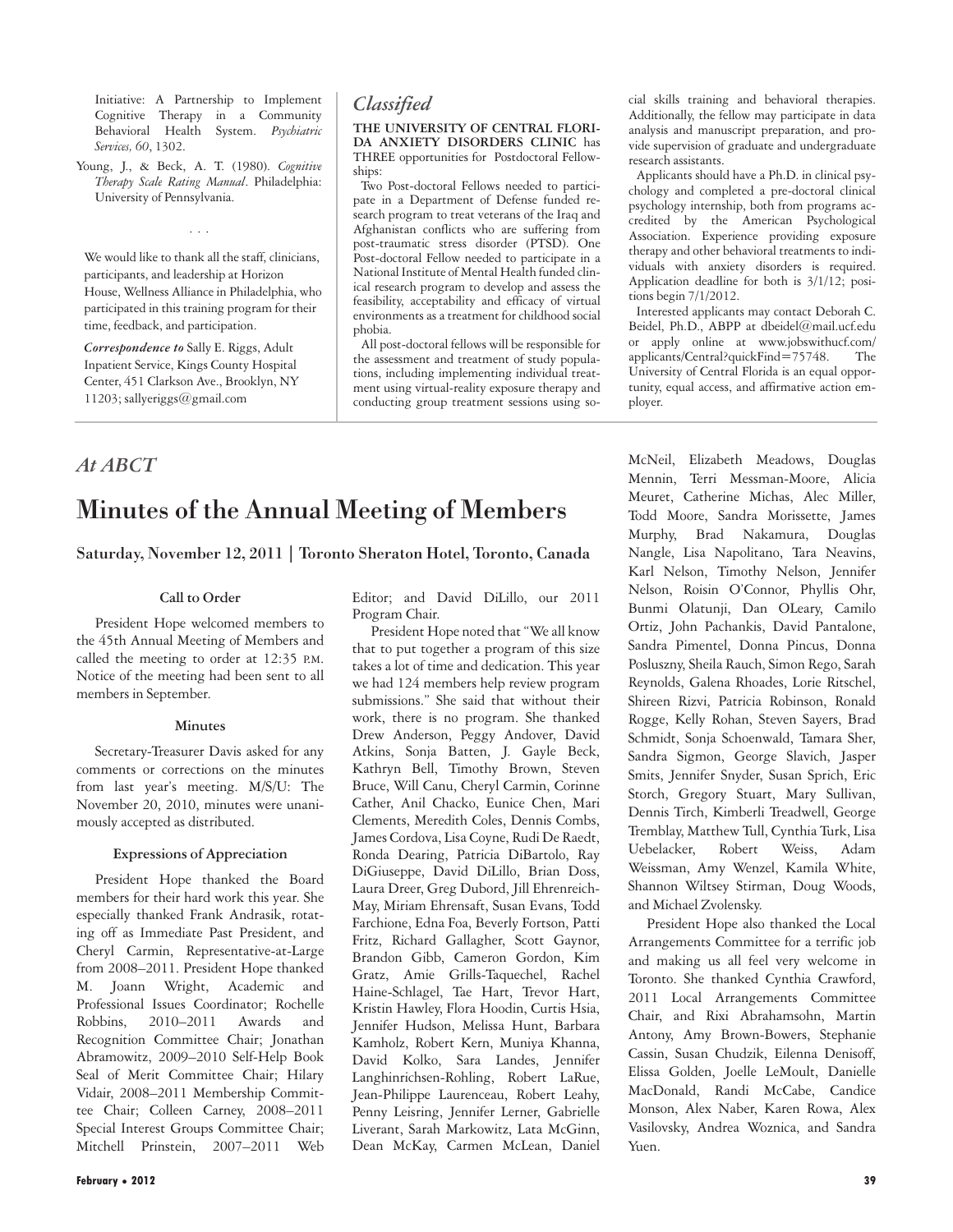Initiative: A Partnership to Implement Cognitive Therapy in a Community Behavioral Health System. *Psychiatric Services, 60*, 1302.

Young, J., & Beck, A. T. (1980). *Cognitive Therapy Scale Rating Manual*. Philadelphia: University of Pennsylvania.

. . .

We would like to thank all the staff, clinicians, participants, and leadership at Horizon House, Wellness Alliance in Philadelphia, who participated in this training program for their time, feedback, and participation.

***Correspondence to*** Sally E. Riggs, Adult Inpatient Service, Kings County Hospital Center, 451 Clarkson Ave., Brooklyn, NY 11203; sallyeriggs@gmail.com

## *Classified*

**THE UNIVERSITY OF CENTRAL FLORIDA ANXIETY DISORDERS CLINIC** has THREE opportunities for Postdoctoral Fellowships:

Two Post-doctoral Fellows needed to participate in a Department of Defense funded research program to treat veterans of the Iraq and Afghanistan conflicts who are suffering from post-traumatic stress disorder (PTSD). One Post-doctoral Fellow needed to participate in a National Institute of Mental Health funded clinical research program to develop and assess the feasibility, acceptability and efficacy of virtual environments as a treatment for childhood social phobia.

All post-doctoral fellows will be responsible for the assessment and treatment of study populations, including implementing individual treatment using virtual-reality exposure therapy and conducting group treatment sessions using social skills training and behavioral therapies. Additionally, the fellow may participate in data analysis and manuscript preparation, and provide supervision of graduate and undergraduate research assistants.

Applicants should have a Ph.D. in clinical psychology and completed a pre-doctoral clinical psychology internship, both from programs accredited by the American Psychological Association. Experience providing exposure therapy and other behavioral treatments to individuals with anxiety disorders is required. Application deadline for both is 3/1/12; positions begin 7/1/2012.

Interested applicants may contact Deborah C. Beidel, Ph.D., ABPP at dbeidel@mail.ucf.edu or apply online at www.jobswithucf.com/applicants/Central?quickFind=75748. The University of Central Florida is an equal opportunity, equal access, and affirmative action employer.

## *At ABCT*

# Minutes of the Annual Meeting of Members

### Saturday, November 12, 2011 | Toronto Sheraton Hotel, Toronto, Canada

#### Call to Order

President Hope welcomed members to the 45th Annual Meeting of Members and called the meeting to order at 12:35 P.M. Notice of the meeting had been sent to all members in September.

#### Minutes

Secretary-Treasurer Davis asked for any comments or corrections on the minutes from last year's meeting. M/S/U: The November 20, 2010, minutes were unanimously accepted as distributed.

#### Expressions of Appreciation

President Hope thanked the Board members for their hard work this year. She especially thanked Frank Andrasik, rotating off as Immediate Past President, and Cheryl Carmin, Representative-at-Large from 2008–2011. President Hope thanked M. Joann Wright, Academic and Professional Issues Coordinator; Rochelle Robbins, 2010–2011 Awards and Recognition Committee Chair; Jonathan Abramowitz, 2009–2010 Self-Help Book Seal of Merit Committee Chair; Hilary Vidair, 2008–2011 Membership Committee Chair; Colleen Carney, 2008–2011 Special Interest Groups Committee Chair; Mitchell Prinstein, 2007–2011 Web Editor; and David DiLillo, our 2011 Program Chair.

President Hope noted that "We all know that to put together a program of this size takes a lot of time and dedication. This year we had 124 members help review program submissions." She said that without their work, there is no program. She thanked Drew Anderson, Peggy Andover, David Atkins, Sonja Batten, J. Gayle Beck, Kathryn Bell, Timothy Brown, Steven Bruce, Will Canu, Cheryl Carmin, Corinne Cather, Anil Chacko, Eunice Chen, Mari Clements, Meredith Coles, Dennis Combs, James Cordova, Lisa Coyne, Rudi De Raedt, Ronda Dearing, Patricia DiBartolo, Ray DiGiuseppe, David DiLillo, Brian Doss, Laura Dreer, Greg Dubord, Jill Ehrenreich-May, Miriam Ehrensaft, Susan Evans, Todd Farchione, Edna Foa, Beverly Fortson, Patti Fritz, Richard Gallagher, Scott Gaynor, Brandon Gibb, Cameron Gordon, Kim Gratz, Amie Grills-Taquechel, Rachel Haine-Schlagel, Tae Hart, Trevor Hart, Kristin Hawley, Flora Hoodin, Curtis Hsia, Jennifer Hudson, Melissa Hunt, Barbara Kamholz, Robert Kern, Muniya Khanna, David Kolko, Sara Landes, Jennifer Langhinrichsen-Rohling, Robert LaRue, Jean-Philippe Laurenceau, Robert Leahy, Penny Leisring, Jennifer Lerner, Gabrielle Liverant, Sarah Markowitz, Lata McGinn, Dean McKay, Carmen McLean, Daniel McNeil, Elizabeth Meadows, Douglas Mennin, Terri Messman-Moore, Alicia Meuret, Catherine Michas, Alec Miller, Todd Moore, Sandra Morissette, James Murphy, Brad Nakamura, Douglas Nangle, Lisa Napolitano, Tara Neavins, Karl Nelson, Timothy Nelson, Jennifer Nelson, Roisin O'Connor, Phyllis Ohr, Bunmi Olatunji, Dan OLeary, Camilo Ortiz, John Pachankis, David Pantalone, Sandra Pimentel, Donna Pincus, Donna Posluszny, Sheila Rauch, Simon Rego, Sarah Reynolds, Galena Rhoades, Lorie Ritschel, Shireen Rizvi, Patricia Robinson, Ronald Rogge, Kelly Rohan, Steven Sayers, Brad Schmidt, Sonja Schoenwald, Tamara Sher, Sandra Sigmon, George Slavich, Jasper Smits, Jennifer Snyder, Susan Sprich, Eric Storch, Gregory Stuart, Mary Sullivan, Dennis Tirch, Kimberli Treadwell, George Tremblay, Matthew Tull, Cynthia Turk, Lisa Uebelacker, Robert Weiss, Adam Weissman, Amy Wenzel, Kamila White, Shannon Wiltsey Stirman, Doug Woods, and Michael Zvolensky.

President Hope also thanked the Local Arrangements Committee for a terrific job and making us all feel very welcome in Toronto. She thanked Cynthia Crawford, 2011 Local Arrangements Committee Chair, and Rixi Abrahamsohn, Martin Antony, Amy Brown-Bowers, Stephanie Cassin, Susan Chudzik, Eilenna Denisoff, Elissa Golden, Joelle LeMoult, Danielle MacDonald, Randi McCabe, Candice Monson, Alex Naber, Karen Rowa, Alex Vasilovsky, Andrea Woznica, and Sandra Yuen.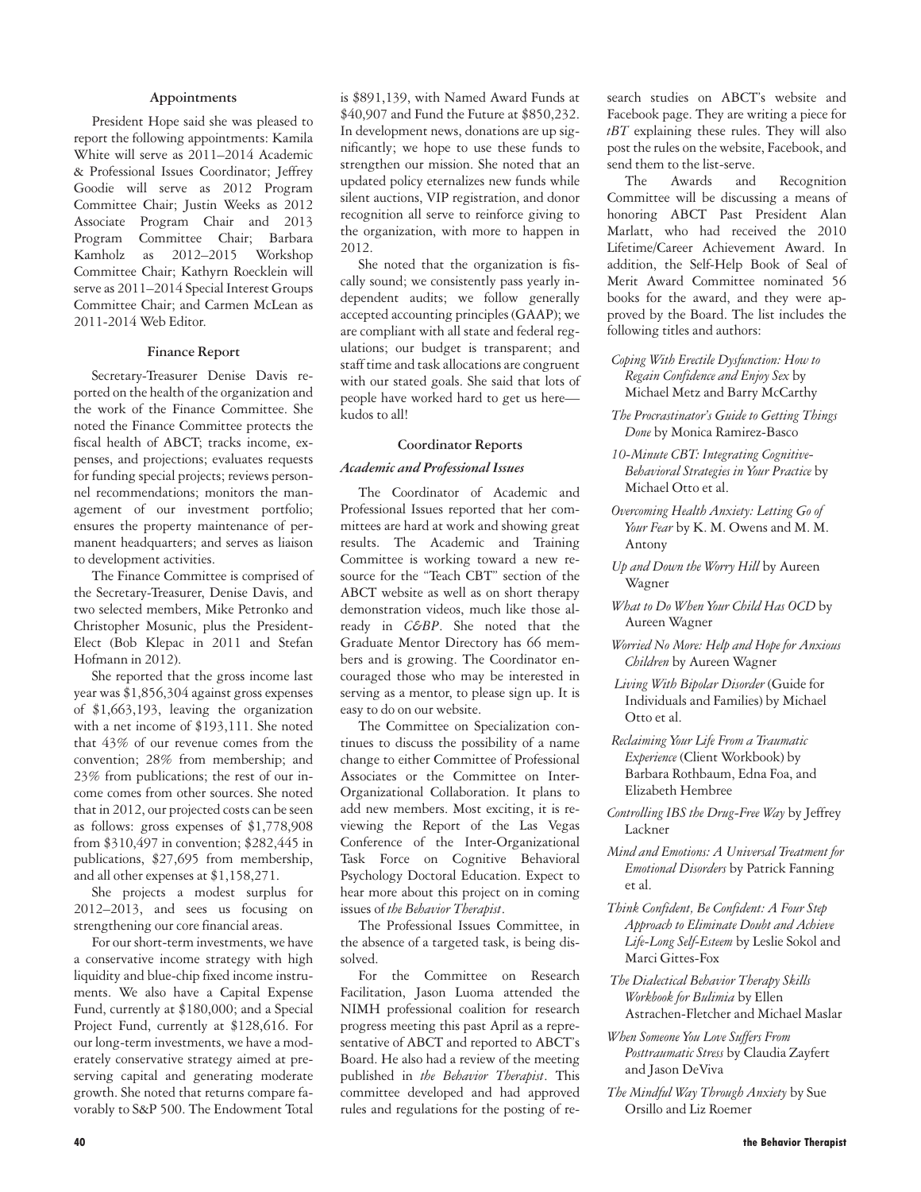### Appointments

President Hope said she was pleased to report the following appointments: Kamila White will serve as 2011–2014 Academic & Professional Issues Coordinator; Jeffrey Goodie will serve as 2012 Program Committee Chair; Justin Weeks as 2012 Associate Program Chair and 2013 Program Committee Chair; Barbara Kamholz as 2012–2015 Workshop Committee Chair; Kathyrn Roecklein will serve as 2011–2014 Special Interest Groups Committee Chair; and Carmen McLean as 2011-2014 Web Editor.

### Finance Report

Secretary-Treasurer Denise Davis reported on the health of the organization and the work of the Finance Committee. She noted the Finance Committee protects the fiscal health of ABCT; tracks income, expenses, and projections; evaluates requests for funding special projects; reviews personnel recommendations; monitors the management of our investment portfolio; ensures the property maintenance of permanent headquarters; and serves as liaison to development activities.

The Finance Committee is comprised of the Secretary-Treasurer, Denise Davis, and two selected members, Mike Petronko and Christopher Mosunic, plus the President-Elect (Bob Klepac in 2011 and Stefan Hofmann in 2012).

She reported that the gross income last year was $1,856,304 against gross expenses of $1,663,193, leaving the organization with a net income of $193,111. She noted that 43% of our revenue comes from the convention; 28% from membership; and 23% from publications; the rest of our income comes from other sources. She noted that in 2012, our projected costs can be seen as follows: gross expenses of $1,778,908 from $310,497 in convention; $282,445 in publications, $27,695 from membership, and all other expenses at $1,158,271.

She projects a modest surplus for 2012–2013, and sees us focusing on strengthening our core financial areas.

For our short-term investments, we have a conservative income strategy with high liquidity and blue-chip fixed income instruments. We also have a Capital Expense Fund, currently at $180,000; and a Special Project Fund, currently at $128,616. For our long-term investments, we have a moderately conservative strategy aimed at preserving capital and generating moderate growth. She noted that returns compare favorably to S&P 500. The Endowment Total is $891,139, with Named Award Funds at $40,907 and Fund the Future at $850,232. In development news, donations are up significantly; we hope to use these funds to strengthen our mission. She noted that an updated policy eternalizes new funds while silent auctions, VIP registration, and donor recognition all serve to reinforce giving to the organization, with more to happen in 2012.

She noted that the organization is fiscally sound; we consistently pass yearly independent audits; we follow generally accepted accounting principles (GAAP); we are compliant with all state and federal regulations; our budget is transparent; and staff time and task allocations are congruent with our stated goals. She said that lots of people have worked hard to get us here—kudos to all!

### Coordinator Reports

#### *Academic and Professional Issues*

The Coordinator of Academic and Professional Issues reported that her committees are hard at work and showing great results. The Academic and Training Committee is working toward a new resource for the "Teach CBT" section of the ABCT website as well as on short therapy demonstration videos, much like those already in *C&BP*. She noted that the Graduate Mentor Directory has 66 members and is growing. The Coordinator encouraged those who may be interested in serving as a mentor, to please sign up. It is easy to do on our website.

The Committee on Specialization continues to discuss the possibility of a name change to either Committee of Professional Associates or the Committee on Inter-Organizational Collaboration. It plans to add new members. Most exciting, it is reviewing the Report of the Las Vegas Conference of the Inter-Organizational Task Force on Cognitive Behavioral Psychology Doctoral Education. Expect to hear more about this project on in coming issues of *the Behavior Therapist*.

The Professional Issues Committee, in the absence of a targeted task, is being dissolved.

For the Committee on Research Facilitation, Jason Luoma attended the NIMH professional coalition for research progress meeting this past April as a representative of ABCT and reported to ABCT's Board. He also had a review of the meeting published in *the Behavior Therapist*. This committee developed and had approved rules and regulations for the posting of research studies on ABCT's website and Facebook page. They are writing a piece for *tBT* explaining these rules. They will also post the rules on the website, Facebook, and send them to the list-serve.

The Awards and Recognition Committee will be discussing a means of honoring ABCT Past President Alan Marlatt, who had received the 2010 Lifetime/Career Achievement Award. In addition, the Self-Help Book of Seal of Merit Award Committee nominated 56 books for the award, and they were approved by the Board. The list includes the following titles and authors:

- *Coping With Erectile Dysfunction: How to Regain Confidence and Enjoy Sex* by Michael Metz and Barry McCarthy
- *The Procrastinator's Guide to Getting Things Done* by Monica Ramirez-Basco
- *10-Minute CBT: Integrating Cognitive-Behavioral Strategies in Your Practice* by Michael Otto et al.
- *Overcoming Health Anxiety: Letting Go of Your Fear* by K. M. Owens and M. M. Antony
- *Up and Down the Worry Hill* by Aureen Wagner
- *What to Do When Your Child Has OCD* by Aureen Wagner
- *Worried No More: Help and Hope for Anxious Children* by Aureen Wagner
- *Living With Bipolar Disorder* (Guide for Individuals and Families) by Michael Otto et al.
- *Reclaiming Your Life From a Traumatic Experience* (Client Workbook) by Barbara Rothbaum, Edna Foa, and Elizabeth Hembree
- *Controlling IBS the Drug-Free Way* by Jeffrey Lackner
- *Mind and Emotions: A Universal Treatment for Emotional Disorders* by Patrick Fanning et al.
- *Think Confident, Be Confident: A Four Step Approach to Eliminate Doubt and Achieve Life-Long Self-Esteem* by Leslie Sokol and Marci Gittes-Fox
- *The Dialectical Behavior Therapy Skills Workbook for Bulimia* by Ellen Astrachen-Fletcher and Michael Maslar
- *When Someone You Love Suffers From Posttraumatic Stress* by Claudia Zayfert and Jason DeViva
- *The Mindful Way Through Anxiety* by Sue Orsillo and Liz Roemer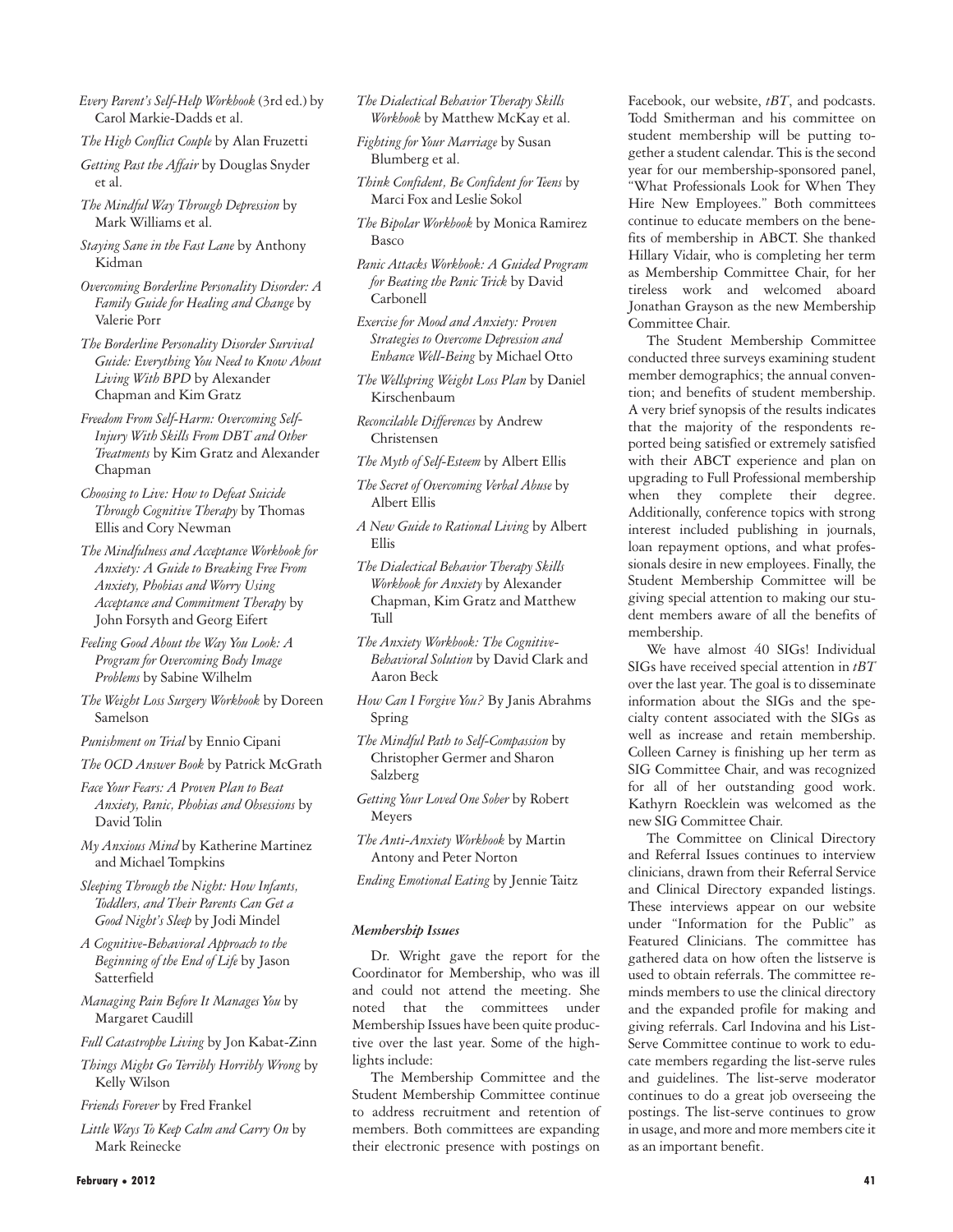*Every Parent's Self-Help Workbook* (3rd ed.) by Carol Markie-Dadds et al.

*The High Conflict Couple* by Alan Fruzetti

*Getting Past the Affair* by Douglas Snyder et al.

*The Mindful Way Through Depression* by Mark Williams et al.

*Staying Sane in the Fast Lane* by Anthony Kidman

*Overcoming Borderline Personality Disorder: A Family Guide for Healing and Change* by Valerie Porr

*The Borderline Personality Disorder Survival Guide: Everything You Need to Know About Living With BPD* by Alexander Chapman and Kim Gratz

*Freedom From Self-Harm: Overcoming Self-Injury With Skills From DBT and Other Treatments* by Kim Gratz and Alexander Chapman

*Choosing to Live: How to Defeat Suicide Through Cognitive Therapy* by Thomas Ellis and Cory Newman

*The Mindfulness and Acceptance Workbook for Anxiety: A Guide to Breaking Free From Anxiety, Phobias and Worry Using Acceptance and Commitment Therapy* by John Forsyth and Georg Eifert

*Feeling Good About the Way You Look: A Program for Overcoming Body Image Problems* by Sabine Wilhelm

*The Weight Loss Surgery Workbook* by Doreen Samelson

*Punishment on Trial* by Ennio Cipani

*The OCD Answer Book* by Patrick McGrath

*Face Your Fears: A Proven Plan to Beat Anxiety, Panic, Phobias and Obsessions* by David Tolin

*My Anxious Mind* by Katherine Martinez and Michael Tompkins

*Sleeping Through the Night: How Infants, Toddlers, and Their Parents Can Get a Good Night's Sleep* by Jodi Mindel

*A Cognitive-Behavioral Approach to the Beginning of the End of Life* by Jason Satterfield

*Managing Pain Before It Manages You* by Margaret Caudill

*Full Catastrophe Living* by Jon Kabat-Zinn

*Things Might Go Terribly Horribly Wrong* by Kelly Wilson

*Friends Forever* by Fred Frankel

*Little Ways To Keep Calm and Carry On* by Mark Reinecke

*The Dialectical Behavior Therapy Skills Workbook* by Matthew McKay et al.

*Fighting for Your Marriage* by Susan Blumberg et al.

*Think Confident, Be Confident for Teens* by Marci Fox and Leslie Sokol

*The Bipolar Workbook* by Monica Ramirez Basco

*Panic Attacks Workbook: A Guided Program for Beating the Panic Trick* by David Carbonell

*Exercise for Mood and Anxiety: Proven Strategies to Overcome Depression and Enhance Well-Being* by Michael Otto

*The Wellspring Weight Loss Plan* by Daniel Kirschenbaum

*Reconcilable Differences* by Andrew Christensen

*The Myth of Self-Esteem* by Albert Ellis

*The Secret of Overcoming Verbal Abuse* by Albert Ellis

*A New Guide to Rational Living* by Albert Ellis

*The Dialectical Behavior Therapy Skills Workbook for Anxiety* by Alexander Chapman, Kim Gratz and Matthew Tull

*The Anxiety Workbook: The Cognitive-Behavioral Solution* by David Clark and Aaron Beck

*How Can I Forgive You?* By Janis Abrahms Spring

*The Mindful Path to Self-Compassion* by Christopher Germer and Sharon Salzberg

*Getting Your Loved One Sober* by Robert Meyers

*The Anti-Anxiety Workbook* by Martin Antony and Peter Norton

*Ending Emotional Eating* by Jennie Taitz

### *Membership Issues*

Dr. Wright gave the report for the Coordinator for Membership, who was ill and could not attend the meeting. She noted that the committees under Membership Issues have been quite productive over the last year. Some of the highlights include:

The Membership Committee and the Student Membership Committee continue to address recruitment and retention of members. Both committees are expanding their electronic presence with postings on Facebook, our website, *tBT*, and podcasts. Todd Smitherman and his committee on student membership will be putting together a student calendar. This is the second year for our membership-sponsored panel, "What Professionals Look for When They Hire New Employees." Both committees continue to educate members on the benefits of membership in ABCT. She thanked Hillary Vidair, who is completing her term as Membership Committee Chair, for her tireless work and welcomed aboard Jonathan Grayson as the new Membership Committee Chair.

The Student Membership Committee conducted three surveys examining student member demographics; the annual convention; and benefits of student membership. A very brief synopsis of the results indicates that the majority of the respondents reported being satisfied or extremely satisfied with their ABCT experience and plan on upgrading to Full Professional membership when they complete their degree. Additionally, conference topics with strong interest included publishing in journals, loan repayment options, and what professionals desire in new employees. Finally, the Student Membership Committee will be giving special attention to making our student members aware of all the benefits of membership.

We have almost 40 SIGs! Individual SIGs have received special attention in *tBT* over the last year. The goal is to disseminate information about the SIGs and the specialty content associated with the SIGs as well as increase and retain membership. Colleen Carney is finishing up her term as SIG Committee Chair, and was recognized for all of her outstanding good work. Kathyrn Roecklein was welcomed as the new SIG Committee Chair.

The Committee on Clinical Directory and Referral Issues continues to interview clinicians, drawn from their Referral Service and Clinical Directory expanded listings. These interviews appear on our website under "Information for the Public" as Featured Clinicians. The committee has gathered data on how often the listserve is used to obtain referrals. The committee reminds members to use the clinical directory and the expanded profile for making and giving referrals. Carl Indovina and his List-Serve Committee continue to work to educate members regarding the list-serve rules and guidelines. The list-serve moderator continues to do a great job overseeing the postings. The list-serve continues to grow in usage, and more and more members cite it as an important benefit.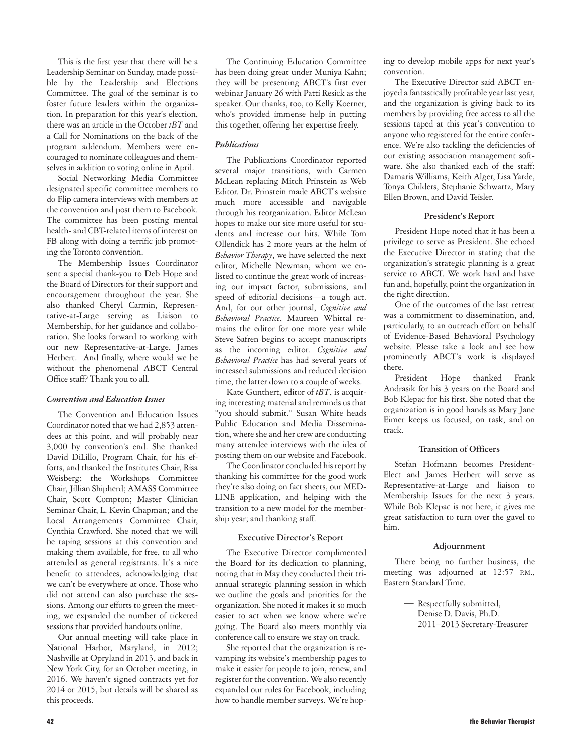This is the first year that there will be a Leadership Seminar on Sunday, made possible by the Leadership and Elections Committee. The goal of the seminar is to foster future leaders within the organization. In preparation for this year's election, there was an article in the October *tBT* and a Call for Nominations on the back of the program addendum. Members were encouraged to nominate colleagues and themselves in addition to voting online in April.

Social Networking Media Committee designated specific committee members to do Flip camera interviews with members at the convention and post them to Facebook. The committee has been posting mental health- and CBT-related items of interest on FB along with doing a terrific job promoting the Toronto convention.

The Membership Issues Coordinator sent a special thank-you to Deb Hope and the Board of Directors for their support and encouragement throughout the year. She also thanked Cheryl Carmin, Representative-at-Large serving as Liaison to Membership, for her guidance and collaboration. She looks forward to working with our new Representative-at-Large, James Herbert. And finally, where would we be without the phenomenal ABCT Central Office staff? Thank you to all.

***Convention and Education Issues***

The Convention and Education Issues Coordinator noted that we had 2,853 attendees at this point, and will probably near 3,000 by convention's end. She thanked David DiLillo, Program Chair, for his efforts, and thanked the Institutes Chair, Risa Weisberg; the Workshops Committee Chair, Jillian Shipherd; AMASS Committee Chair, Scott Compton; Master Clinician Seminar Chair, L. Kevin Chapman; and the Local Arrangements Committee Chair, Cynthia Crawford. She noted that we will be taping sessions at this convention and making them available, for free, to all who attended as general registrants. It's a nice benefit to attendees, acknowledging that we can't be everywhere at once. Those who did not attend can also purchase the sessions. Among our efforts to green the meeting, we expanded the number of ticketed sessions that provided handouts online.

Our annual meeting will take place in National Harbor, Maryland, in 2012; Nashville at Opryland in 2013, and back in New York City, for an October meeting, in 2016. We haven't signed contracts yet for 2014 or 2015, but details will be shared as this proceeds.

The Continuing Education Committee has been doing great under Muniya Kahn; they will be presenting ABCT's first ever webinar January 26 with Patti Resick as the speaker. Our thanks, too, to Kelly Koerner, who's provided immense help in putting this together, offering her expertise freely.

***Publications***

The Publications Coordinator reported several major transitions, with Carmen McLean replacing Mitch Prinstein as Web Editor. Dr. Prinstein made ABCT's website much more accessible and navigable through his reorganization. Editor McLean hopes to make our site more useful for students and increase our hits. While Tom Ollendick has 2 more years at the helm of *Behavior Therapy*, we have selected the next editor, Michelle Newman, whom we enlisted to continue the great work of increasing our impact factor, submissions, and speed of editorial decisions—a tough act. And, for our other journal, *Cognitive and Behavioral Practice*, Maureen Whittal remains the editor for one more year while Steve Safren begins to accept manuscripts as the incoming editor. *Cognitive and Behavioral Practice* has had several years of increased submissions and reduced decision time, the latter down to a couple of weeks.

Kate Gunthert, editor of *tBT*, is acquiring interesting material and reminds us that "you should submit." Susan White heads Public Education and Media Dissemination, where she and her crew are conducting many attendee interviews with the idea of posting them on our website and Facebook.

The Coordinator concluded his report by thanking his committee for the good work they're also doing on fact sheets, our MEDLINE application, and helping with the transition to a new model for the membership year; and thanking staff.

### Executive Director's Report

The Executive Director complimented the Board for its dedication to planning, noting that in May they conducted their triannual strategic planning session in which we outline the goals and priorities for the organization. She noted it makes it so much easier to act when we know where we're going. The Board also meets monthly via conference call to ensure we stay on track.

She reported that the organization is revamping its website's membership pages to make it easier for people to join, renew, and register for the convention. We also recently expanded our rules for Facebook, including how to handle member surveys. We're hoping to develop mobile apps for next year's convention.

The Executive Director said ABCT enjoyed a fantastically profitable year last year, and the organization is giving back to its members by providing free access to all the sessions taped at this year's convention to anyone who registered for the entire conference. We're also tackling the deficiencies of our existing association management software. She also thanked each of the staff: Damaris Williams, Keith Alger, Lisa Yarde, Tonya Childers, Stephanie Schwartz, Mary Ellen Brown, and David Teisler.

### President's Report

President Hope noted that it has been a privilege to serve as President. She echoed the Executive Director in stating that the organization's strategic planning is a great service to ABCT. We work hard and have fun and, hopefully, point the organization in the right direction.

One of the outcomes of the last retreat was a commitment to dissemination, and, particularly, to an outreach effort on behalf of Evidence-Based Behavioral Psychology website. Please take a look and see how prominently ABCT's work is displayed there.

President Hope thanked Frank Andrasik for his 3 years on the Board and Bob Klepac for his first. She noted that the organization is in good hands as Mary Jane Eimer keeps us focused, on task, and on track.

### Transition of Officers

Stefan Hofmann becomes President-Elect and James Herbert will serve as Representative-at-Large and liaison to Membership Issues for the next 3 years. While Bob Klepac is not here, it gives me great satisfaction to turn over the gavel to him.

### Adjournment

There being no further business, the meeting was adjourned at 12:57 P.M., Eastern Standard Time.

— Respectfully submitted,
Denise D. Davis, Ph.D.
2011–2013 Secretary-Treasurer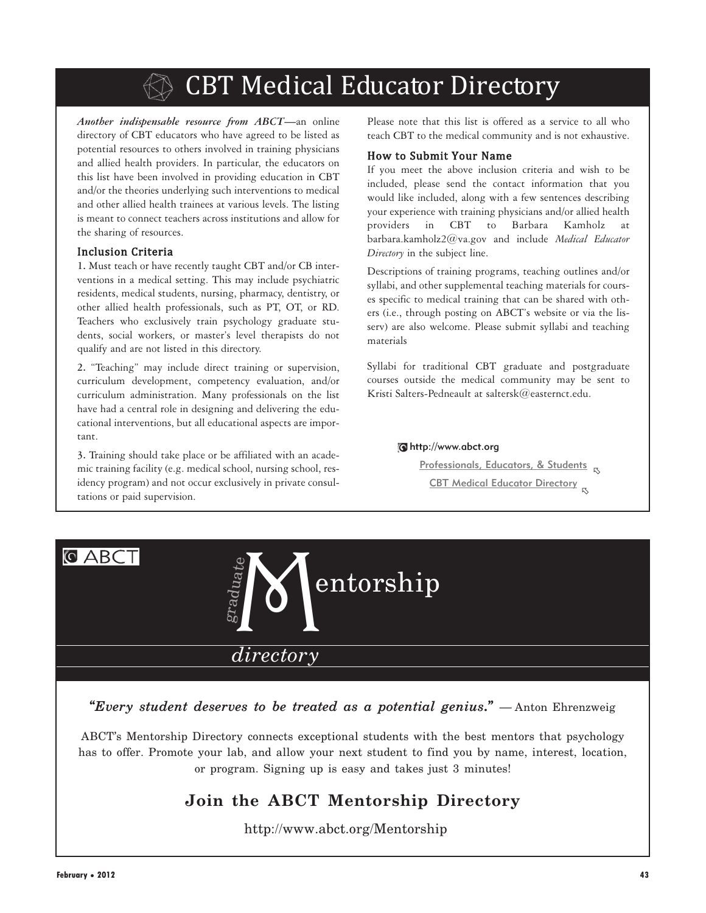# CBT Medical Educator Directory

***Another indispensable resource from ABCT***—an online directory of CBT educators who have agreed to be listed as potential resources to others involved in training physicians and allied health providers. In particular, the educators on this list have been involved in providing education in CBT and/or the theories underlying such interventions to medical and other allied health trainees at various levels. The listing is meant to connect teachers across institutions and allow for the sharing of resources.

### Inclusion Criteria

1. Must teach or have recently taught CBT and/or CB interventions in a medical setting. This may include psychiatric residents, medical students, nursing, pharmacy, dentistry, or other allied health professionals, such as PT, OT, or RD. Teachers who exclusively train psychology graduate students, social workers, or master's level therapists do not qualify and are not listed in this directory.

2. "Teaching" may include direct training or supervision, curriculum development, competency evaluation, and/or curriculum administration. Many professionals on the list have had a central role in designing and delivering the educational interventions, but all educational aspects are important.

3. Training should take place or be affiliated with an academic training facility (e.g. medical school, nursing school, residency program) and not occur exclusively in private consultations or paid supervision.

Please note that this list is offered as a service to all who teach CBT to the medical community and is not exhaustive.

### How to Submit Your Name

If you meet the above inclusion criteria and wish to be included, please send the contact information that you would like included, along with a few sentences describing your experience with training physicians and/or allied health providers in CBT to Barbara Kamholz at barbara.kamholz2@va.gov and include *Medical Educator Directory* in the subject line.

Descriptions of training programs, teaching outlines and/or syllabi, and other supplemental teaching materials for courses specific to medical training that can be shared with others (i.e., through posting on ABCT's website or via the lisserv) are also welcome. Please submit syllabi and teaching materials

Syllabi for traditional CBT graduate and postgraduate courses outside the medical community may be sent to Kristi Salters-Pedneault at saltersk@easternct.edu.

http://www.abct.org

Professionals, Educators, & Students

CBT Medical Educator Directory

---

ABCT

# graduate Mentorship directory

***"Every student deserves to be treated as a potential genius."*** — Anton Ehrenzweig

ABCT's Mentorship Directory connects exceptional students with the best mentors that psychology has to offer. Promote your lab, and allow your next student to find you by name, interest, location, or program. Signing up is easy and takes just 3 minutes!

## Join the ABCT Mentorship Directory

http://www.abct.org/Mentorship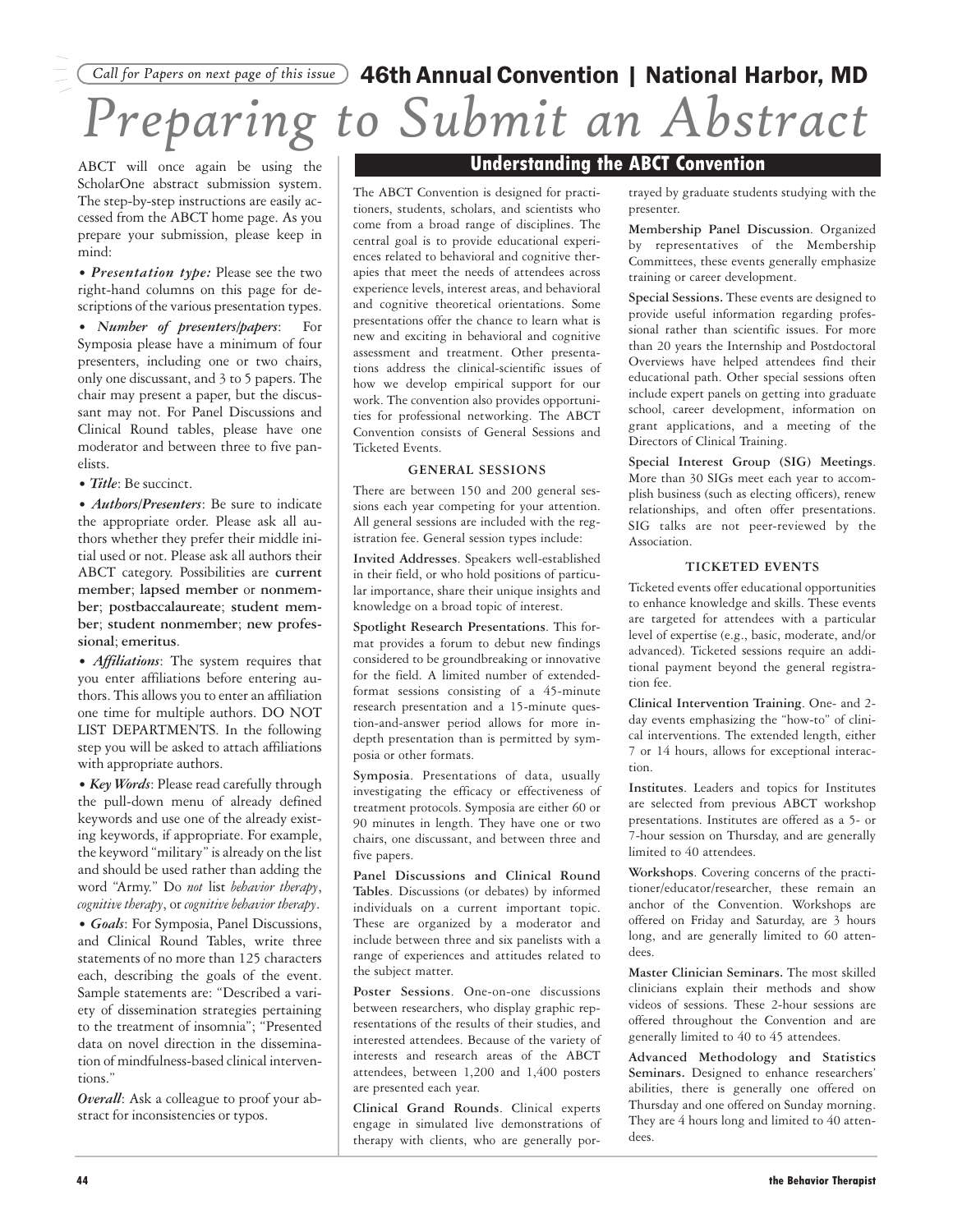*Call for Papers on next page of this issue*

## 46th Annual Convention | National Harbor, MD

# *Preparing to Submit an Abstract*

ABCT will once again be using the ScholarOne abstract submission system. The step-by-step instructions are easily accessed from the ABCT home page. As you prepare your submission, please keep in mind:

• ***Presentation type:*** Please see the two right-hand columns on this page for descriptions of the various presentation types.

• ***Number of presenters/papers***: For Symposia please have a minimum of four presenters, including one or two chairs, only one discussant, and 3 to 5 papers. The chair may present a paper, but the discussant may not. For Panel Discussions and Clinical Round tables, please have one moderator and between three to five panelists.

• ***Title***: Be succinct.

• ***Authors/Presenters***: Be sure to indicate the appropriate order. Please ask all authors whether they prefer their middle initial used or not. Please ask all authors their ABCT category. Possibilities are **current member**; **lapsed member** or **nonmember**; **postbaccalaureate**; **student member**; **student nonmember**; **new professional**; **emeritus**.

• ***Affiliations***: The system requires that you enter affiliations before entering authors. This allows you to enter an affiliation one time for multiple authors. DO NOT LIST DEPARTMENTS. In the following step you will be asked to attach affiliations with appropriate authors.

• ***Key Words***: Please read carefully through the pull-down menu of already defined keywords and use one of the already existing keywords, if appropriate. For example, the keyword "military" is already on the list and should be used rather than adding the word "Army." Do *not* list *behavior therapy*, *cognitive therapy*, or *cognitive behavior therapy*.

• ***Goals***: For Symposia, Panel Discussions, and Clinical Round Tables, write three statements of no more than 125 characters each, describing the goals of the event. Sample statements are: "Described a variety of dissemination strategies pertaining to the treatment of insomnia"; "Presented data on novel direction in the dissemination of mindfulness-based clinical interventions."

***Overall***: Ask a colleague to proof your abstract for inconsistencies or typos.

## Understanding the ABCT Convention

The ABCT Convention is designed for practitioners, students, scholars, and scientists who come from a broad range of disciplines. The central goal is to provide educational experiences related to behavioral and cognitive therapies that meet the needs of attendees across experience levels, interest areas, and behavioral and cognitive theoretical orientations. Some presentations offer the chance to learn what is new and exciting in behavioral and cognitive assessment and treatment. Other presentations address the clinical-scientific issues of how we develop empirical support for our work. The convention also provides opportunities for professional networking. The ABCT Convention consists of General Sessions and Ticketed Events.

### GENERAL SESSIONS

There are between 150 and 200 general sessions each year competing for your attention. All general sessions are included with the registration fee. General session types include:

**Invited Addresses**. Speakers well-established in their field, or who hold positions of particular importance, share their unique insights and knowledge on a broad topic of interest.

**Spotlight Research Presentations**. This format provides a forum to debut new findings considered to be groundbreaking or innovative for the field. A limited number of extended-format sessions consisting of a 45-minute research presentation and a 15-minute question-and-answer period allows for more in-depth presentation than is permitted by symposia or other formats.

**Symposia**. Presentations of data, usually investigating the efficacy or effectiveness of treatment protocols. Symposia are either 60 or 90 minutes in length. They have one or two chairs, one discussant, and between three and five papers.

**Panel Discussions and Clinical Round Tables**. Discussions (or debates) by informed individuals on a current important topic. These are organized by a moderator and include between three and six panelists with a range of experiences and attitudes related to the subject matter.

**Poster Sessions**. One-on-one discussions between researchers, who display graphic representations of the results of their studies, and interested attendees. Because of the variety of interests and research areas of the ABCT attendees, between 1,200 and 1,400 posters are presented each year.

**Clinical Grand Rounds**. Clinical experts engage in simulated live demonstrations of therapy with clients, who are generally portrayed by graduate students studying with the presenter.

**Membership Panel Discussion**. Organized by representatives of the Membership Committees, these events generally emphasize training or career development.

**Special Sessions.** These events are designed to provide useful information regarding professional rather than scientific issues. For more than 20 years the Internship and Postdoctoral Overviews have helped attendees find their educational path. Other special sessions often include expert panels on getting into graduate school, career development, information on grant applications, and a meeting of the Directors of Clinical Training.

**Special Interest Group (SIG) Meetings**. More than 30 SIGs meet each year to accomplish business (such as electing officers), renew relationships, and often offer presentations. SIG talks are not peer-reviewed by the Association.

### TICKETED EVENTS

Ticketed events offer educational opportunities to enhance knowledge and skills. These events are targeted for attendees with a particular level of expertise (e.g., basic, moderate, and/or advanced). Ticketed sessions require an additional payment beyond the general registration fee.

**Clinical Intervention Training**. One- and 2-day events emphasizing the "how-to" of clinical interventions. The extended length, either 7 or 14 hours, allows for exceptional interaction.

**Institutes**. Leaders and topics for Institutes are selected from previous ABCT workshop presentations. Institutes are offered as a 5- or 7-hour session on Thursday, and are generally limited to 40 attendees.

**Workshops**. Covering concerns of the practitioner/educator/researcher, these remain an anchor of the Convention. Workshops are offered on Friday and Saturday, are 3 hours long, and are generally limited to 60 attendees.

**Master Clinician Seminars.** The most skilled clinicians explain their methods and show videos of sessions. These 2-hour sessions are offered throughout the Convention and are generally limited to 40 to 45 attendees.

**Advanced Methodology and Statistics Seminars.** Designed to enhance researchers' abilities, there is generally one offered on Thursday and one offered on Sunday morning. They are 4 hours long and limited to 40 attendees.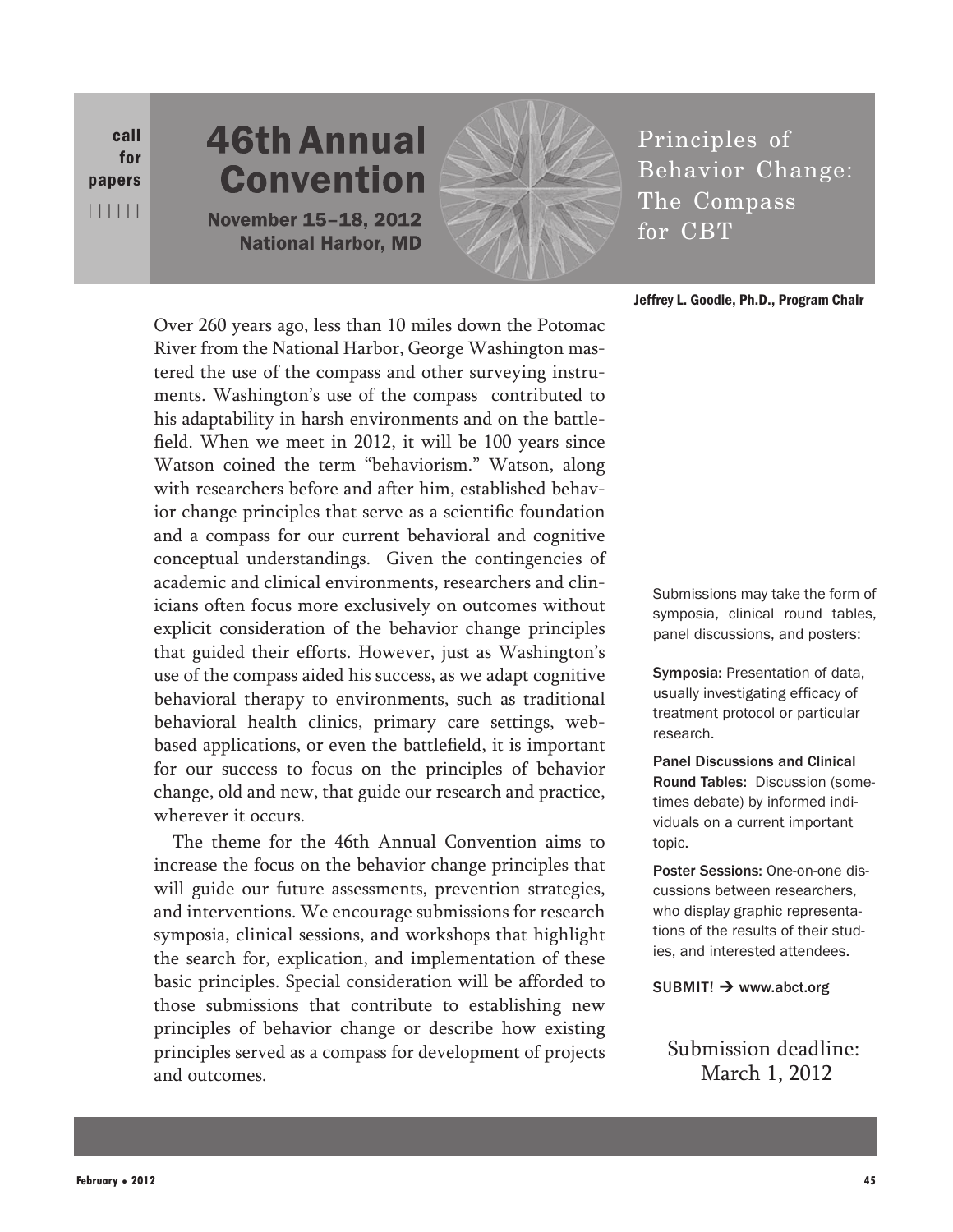call for papers

# 46th Annual Convention

**November 15–18, 2012**
**National Harbor, MD**

## Principles of Behavior Change: The Compass for CBT

**Jeffrey L. Goodie, Ph.D., Program Chair**

Over 260 years ago, less than 10 miles down the Potomac River from the National Harbor, George Washington mastered the use of the compass and other surveying instruments. Washington's use of the compass contributed to his adaptability in harsh environments and on the battlefield. When we meet in 2012, it will be 100 years since Watson coined the term "behaviorism." Watson, along with researchers before and after him, established behavior change principles that serve as a scientific foundation and a compass for our current behavioral and cognitive conceptual understandings. Given the contingencies of academic and clinical environments, researchers and clinicians often focus more exclusively on outcomes without explicit consideration of the behavior change principles that guided their efforts. However, just as Washington's use of the compass aided his success, as we adapt cognitive behavioral therapy to environments, such as traditional behavioral health clinics, primary care settings, web-based applications, or even the battlefield, it is important for our success to focus on the principles of behavior change, old and new, that guide our research and practice, wherever it occurs.

The theme for the 46th Annual Convention aims to increase the focus on the behavior change principles that will guide our future assessments, prevention strategies, and interventions. We encourage submissions for research symposia, clinical sessions, and workshops that highlight the search for, explication, and implementation of these basic principles. Special consideration will be afforded to those submissions that contribute to establishing new principles of behavior change or describe how existing principles served as a compass for development of projects and outcomes.

Submissions may take the form of symposia, clinical round tables, panel discussions, and posters:

**Symposia:** Presentation of data, usually investigating efficacy of treatment protocol or particular research.

**Panel Discussions and Clinical Round Tables:** Discussion (sometimes debate) by informed individuals on a current important topic.

**Poster Sessions:** One-on-one discussions between researchers, who display graphic representations of the results of their studies, and interested attendees.

**SUBMIT! → www.abct.org**

Submission deadline: March 1, 2012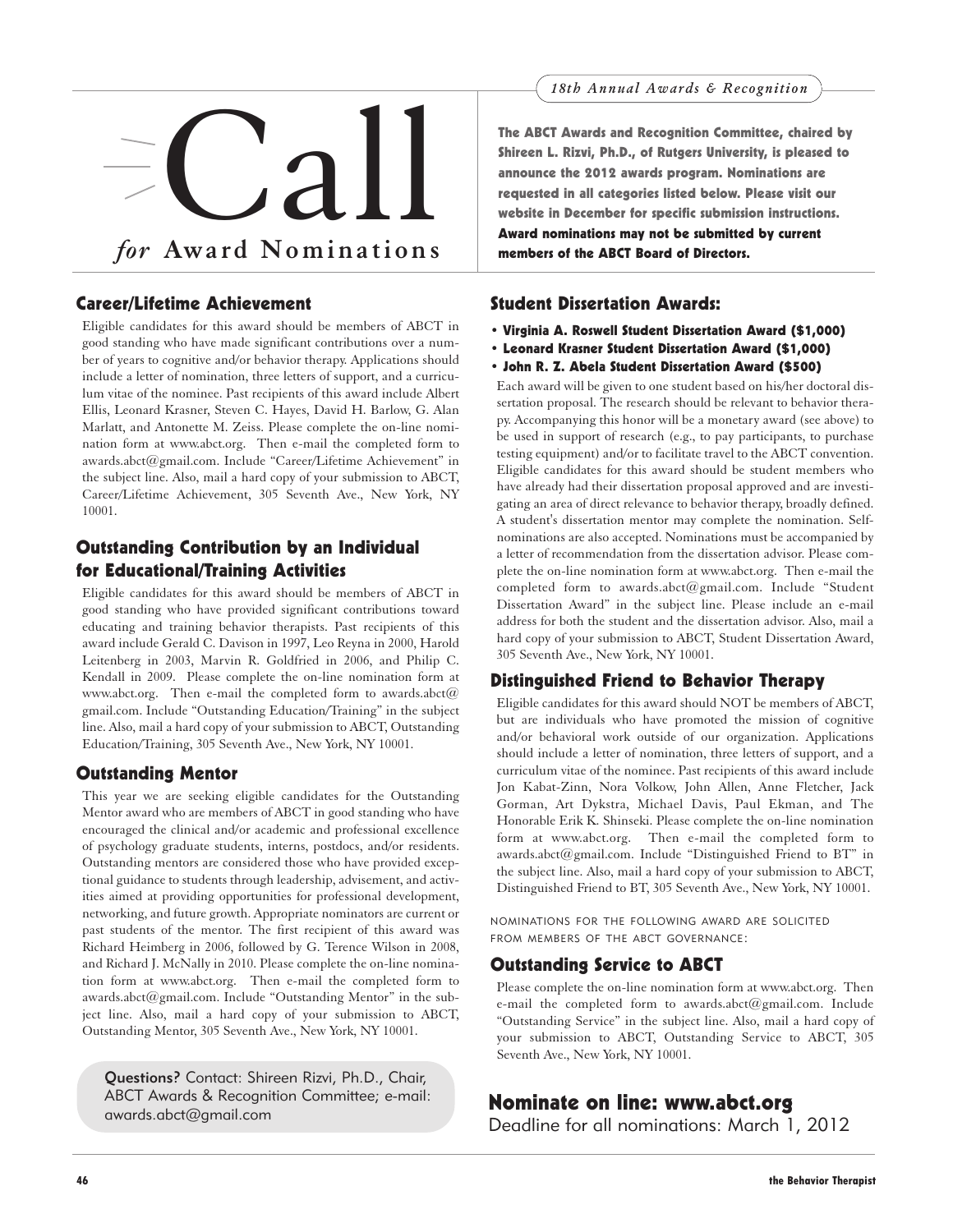*18th Annual Awards & Recognition*

# Call *for* Award Nominations

**The ABCT Awards and Recognition Committee, chaired by Shireen L. Rizvi, Ph.D., of Rutgers University, is pleased to announce the 2012 awards program. Nominations are requested in all categories listed below. Please visit our website in December for specific submission instructions. Award nominations may not be submitted by current members of the ABCT Board of Directors.**

## Career/Lifetime Achievement

Eligible candidates for this award should be members of ABCT in good standing who have made significant contributions over a number of years to cognitive and/or behavior therapy. Applications should include a letter of nomination, three letters of support, and a curriculum vitae of the nominee. Past recipients of this award include Albert Ellis, Leonard Krasner, Steven C. Hayes, David H. Barlow, G. Alan Marlatt, and Antonette M. Zeiss. Please complete the on-line nomination form at www.abct.org. Then e-mail the completed form to awards.abct@gmail.com. Include "Career/Lifetime Achievement" in the subject line. Also, mail a hard copy of your submission to ABCT, Career/Lifetime Achievement, 305 Seventh Ave., New York, NY 10001.

## Outstanding Contribution by an Individual for Educational/Training Activities

Eligible candidates for this award should be members of ABCT in good standing who have provided significant contributions toward educating and training behavior therapists. Past recipients of this award include Gerald C. Davison in 1997, Leo Reyna in 2000, Harold Leitenberg in 2003, Marvin R. Goldfried in 2006, and Philip C. Kendall in 2009. Please complete the on-line nomination form at www.abct.org. Then e-mail the completed form to awards.abct@gmail.com. Include "Outstanding Education/Training" in the subject line. Also, mail a hard copy of your submission to ABCT, Outstanding Education/Training, 305 Seventh Ave., New York, NY 10001.

## Outstanding Mentor

This year we are seeking eligible candidates for the Outstanding Mentor award who are members of ABCT in good standing who have encouraged the clinical and/or academic and professional excellence of psychology graduate students, interns, postdocs, and/or residents. Outstanding mentors are considered those who have provided exceptional guidance to students through leadership, advisement, and activities aimed at providing opportunities for professional development, networking, and future growth. Appropriate nominators are current or past students of the mentor. The first recipient of this award was Richard Heimberg in 2006, followed by G. Terence Wilson in 2008, and Richard J. McNally in 2010. Please complete the on-line nomination form at www.abct.org. Then e-mail the completed form to awards.abct@gmail.com. Include "Outstanding Mentor" in the subject line. Also, mail a hard copy of your submission to ABCT, Outstanding Mentor, 305 Seventh Ave., New York, NY 10001.

**Questions?** Contact: Shireen Rizvi, Ph.D., Chair, ABCT Awards & Recognition Committee; e-mail: awards.abct@gmail.com

## Student Dissertation Awards:

- **Virginia A. Roswell Student Dissertation Award ($1,000)**
- **Leonard Krasner Student Dissertation Award ($1,000)**
- **John R. Z. Abela Student Dissertation Award ($500)**

Each award will be given to one student based on his/her doctoral dissertation proposal. The research should be relevant to behavior therapy. Accompanying this honor will be a monetary award (see above) to be used in support of research (e.g., to pay participants, to purchase testing equipment) and/or to facilitate travel to the ABCT convention. Eligible candidates for this award should be student members who have already had their dissertation proposal approved and are investigating an area of direct relevance to behavior therapy, broadly defined. A student's dissertation mentor may complete the nomination. Self-nominations are also accepted. Nominations must be accompanied by a letter of recommendation from the dissertation advisor. Please complete the on-line nomination form at www.abct.org. Then e-mail the completed form to awards.abct@gmail.com. Include "Student Dissertation Award" in the subject line. Please include an e-mail address for both the student and the dissertation advisor. Also, mail a hard copy of your submission to ABCT, Student Dissertation Award, 305 Seventh Ave., New York, NY 10001.

## Distinguished Friend to Behavior Therapy

Eligible candidates for this award should NOT be members of ABCT, but are individuals who have promoted the mission of cognitive and/or behavioral work outside of our organization. Applications should include a letter of nomination, three letters of support, and a curriculum vitae of the nominee. Past recipients of this award include Jon Kabat-Zinn, Nora Volkow, John Allen, Anne Fletcher, Jack Gorman, Art Dykstra, Michael Davis, Paul Ekman, and The Honorable Erik K. Shinseki. Please complete the on-line nomination form at www.abct.org. Then e-mail the completed form to awards.abct@gmail.com. Include "Distinguished Friend to BT" in the subject line. Also, mail a hard copy of your submission to ABCT, Distinguished Friend to BT, 305 Seventh Ave., New York, NY 10001.

NOMINATIONS FOR THE FOLLOWING AWARD ARE SOLICITED FROM MEMBERS OF THE ABCT GOVERNANCE:

## Outstanding Service to ABCT

Please complete the on-line nomination form at www.abct.org. Then e-mail the completed form to awards.abct@gmail.com. Include "Outstanding Service" in the subject line. Also, mail a hard copy of your submission to ABCT, Outstanding Service to ABCT, 305 Seventh Ave., New York, NY 10001.

## Nominate on line: www.abct.org

Deadline for all nominations: March 1, 2012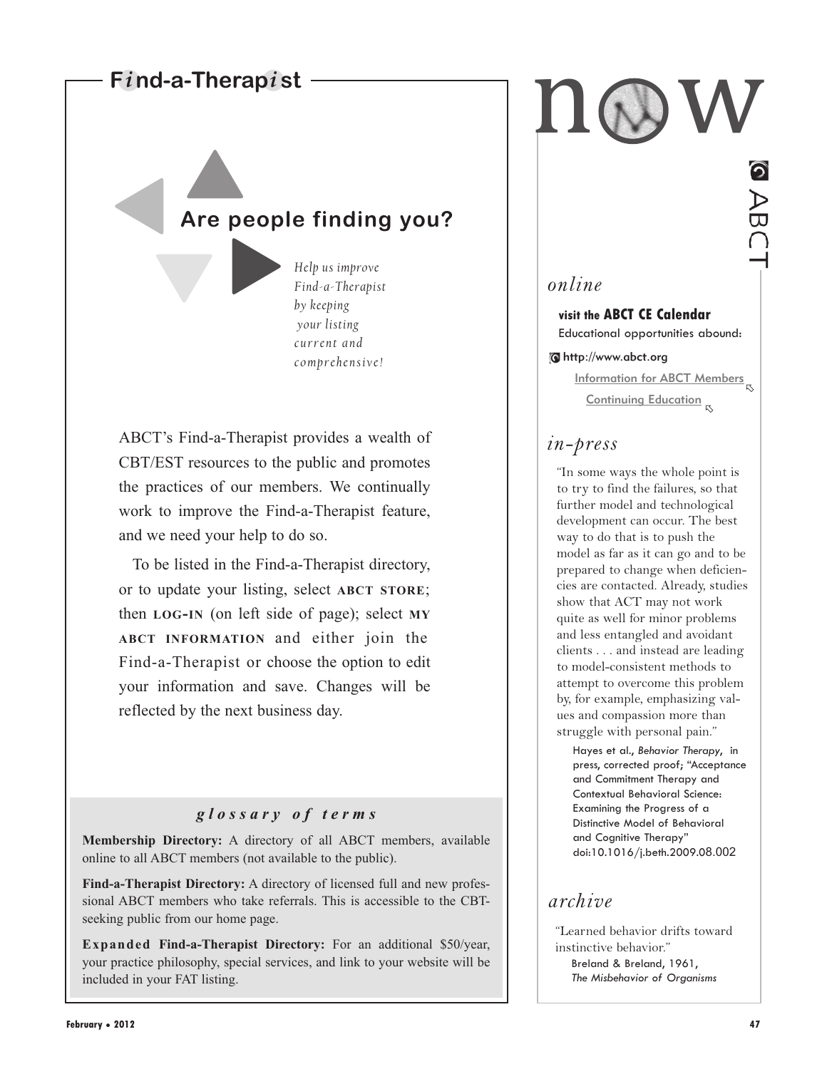## Find-a-Therapist

### Are people finding you?

*Help us improve Find-a-Therapist by keeping your listing current and comprehensive!*

ABCT's Find-a-Therapist provides a wealth of CBT/EST resources to the public and promotes the practices of our members. We continually work to improve the Find-a-Therapist feature, and we need your help to do so.

To be listed in the Find-a-Therapist directory, or to update your listing, select **ABCT STORE**; then **LOG-IN** (on left side of page); select **MY ABCT INFORMATION** and either join the Find-a-Therapist or choose the option to edit your information and save. Changes will be reflected by the next business day.

#### *glossary of terms*

**Membership Directory:** A directory of all ABCT members, available online to all ABCT members (not available to the public).

**Find-a-Therapist Directory:** A directory of licensed full and new professional ABCT members who take referrals. This is accessible to the CBT-seeking public from our home page.

**Expanded Find-a-Therapist Directory:** For an additional $50/year, your practice philosophy, special services, and link to your website will be included in your FAT listing.

# now

ABCT

## *online*

**visit the ABCT CE Calendar**

Educational opportunities abound:

http://www.abct.org

Information for ABCT Members

Continuing Education

## *in-press*

"In some ways the whole point is to try to find the failures, so that further model and technological development can occur. The best way to do that is to push the model as far as it can go and to be prepared to change when deficiencies are contacted. Already, studies show that ACT may not work quite as well for minor problems and less entangled and avoidant clients . . . and instead are leading to model-consistent methods to attempt to overcome this problem by, for example, emphasizing values and compassion more than struggle with personal pain."

Hayes et al., *Behavior Therapy*, in press, corrected proof; "Acceptance and Commitment Therapy and Contextual Behavioral Science: Examining the Progress of a Distinctive Model of Behavioral and Cognitive Therapy" doi:10.1016/j.beth.2009.08.002

## *archive*

"Learned behavior drifts toward instinctive behavior."

Breland & Breland, 1961, *The Misbehavior of Organisms*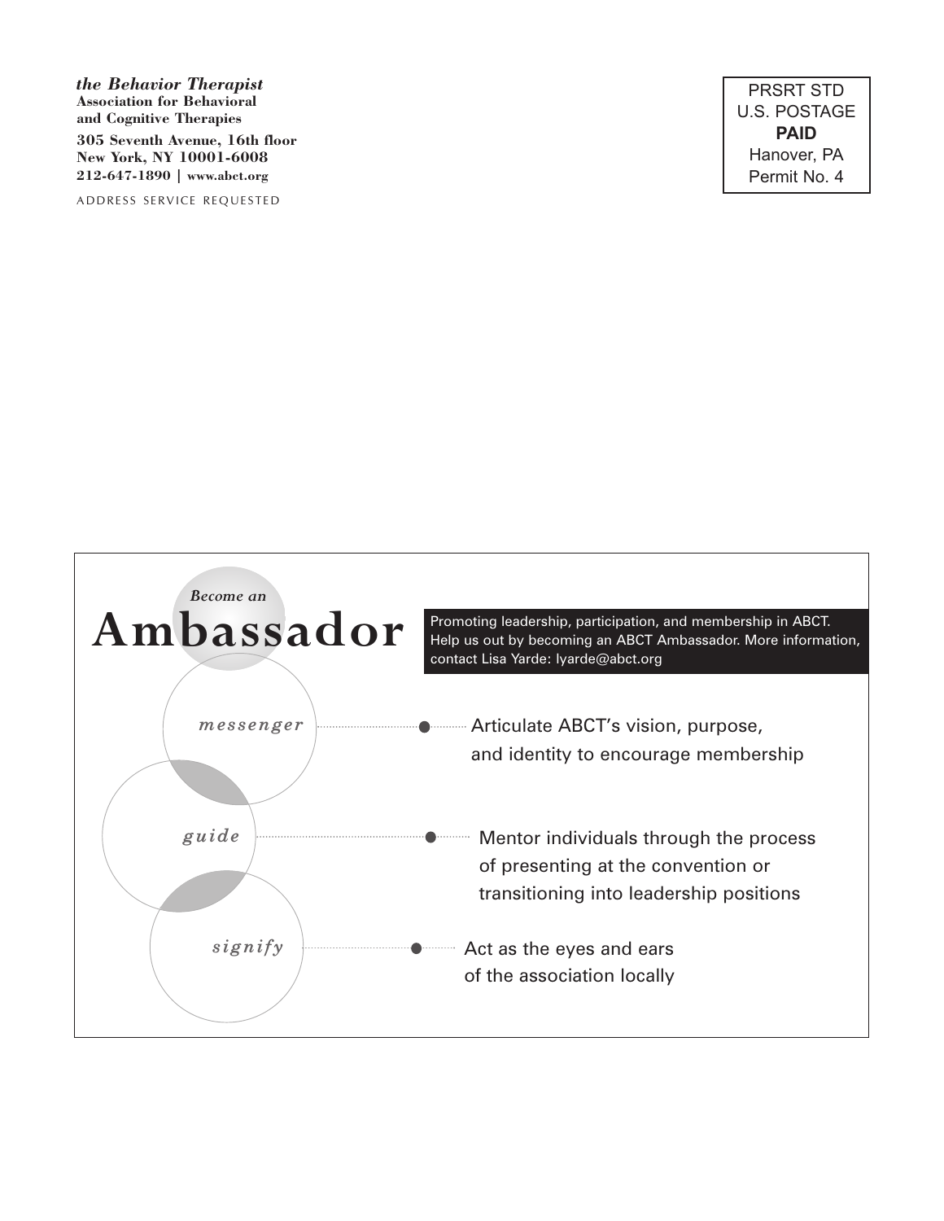*the Behavior Therapist*
**Association for Behavioral and Cognitive Therapies**
**305 Seventh Avenue, 16th floor**
**New York, NY 10001-6008**
**212-647-1890 | www.abct.org**

ADDRESS SERVICE REQUESTED

PRSRT STD
U.S. POSTAGE
**PAID**
Hanover, PA
Permit No. 4

*Become an*

# Ambassador

Promoting leadership, participation, and membership in ABCT. Help us out by becoming an ABCT Ambassador. More information, contact Lisa Yarde: lyarde@abct.org

*messenger* — Articulate ABCT's vision, purpose, and identity to encourage membership

*guide* — Mentor individuals through the process of presenting at the convention or transitioning into leadership positions

*signify* — Act as the eyes and ears of the association locally